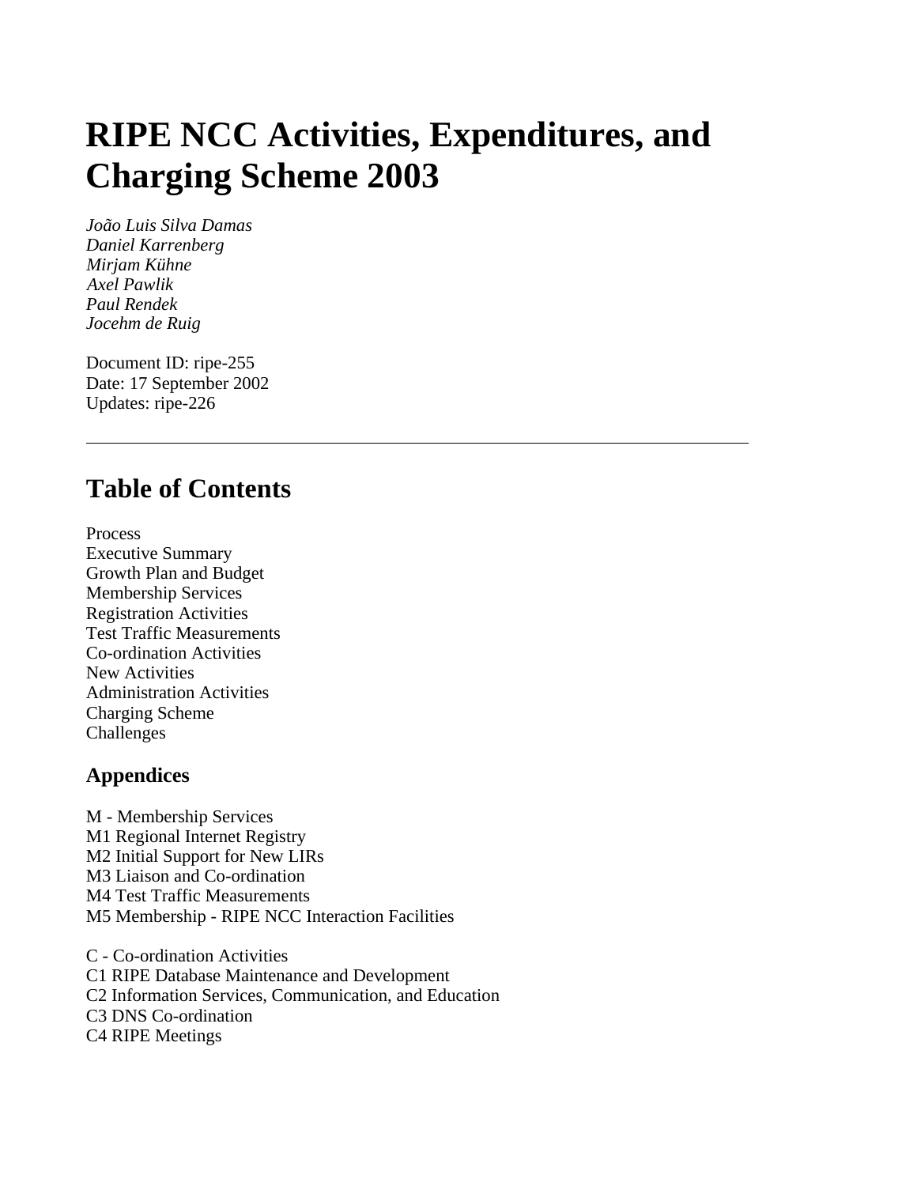# RIPE NCC Activities, Expenditures, and Charging Scheme 2003

*João Luis Silva Damas*
*Daniel Karrenberg*
*Mirjam Kühne*
*Axel Pawlik*
*Paul Rendek*
*Jocehm de Ruig*

Document ID: ripe-255
Date: 17 September 2002
Updates: ripe-226

---

## Table of Contents

Process
Executive Summary
Growth Plan and Budget
Membership Services
Registration Activities
Test Traffic Measurements
Co-ordination Activities
New Activities
Administration Activities
Charging Scheme
Challenges

### Appendices

M - Membership Services
M1 Regional Internet Registry
M2 Initial Support for New LIRs
M3 Liaison and Co-ordination
M4 Test Traffic Measurements
M5 Membership - RIPE NCC Interaction Facilities

C - Co-ordination Activities
C1 RIPE Database Maintenance and Development
C2 Information Services, Communication, and Education
C3 DNS Co-ordination
C4 RIPE Meetings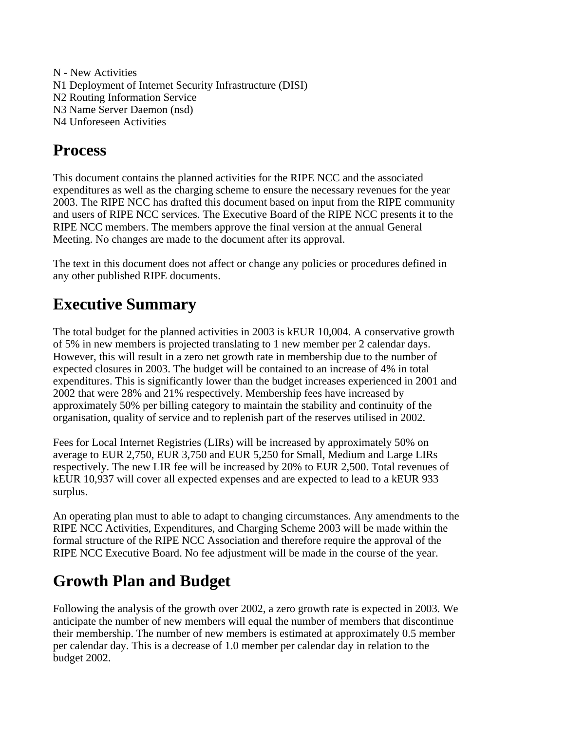N - New Activities
N1 Deployment of Internet Security Infrastructure (DISI)
N2 Routing Information Service
N3 Name Server Daemon (nsd)
N4 Unforeseen Activities

# Process

This document contains the planned activities for the RIPE NCC and the associated expenditures as well as the charging scheme to ensure the necessary revenues for the year 2003. The RIPE NCC has drafted this document based on input from the RIPE community and users of RIPE NCC services. The Executive Board of the RIPE NCC presents it to the RIPE NCC members. The members approve the final version at the annual General Meeting. No changes are made to the document after its approval.

The text in this document does not affect or change any policies or procedures defined in any other published RIPE documents.

# Executive Summary

The total budget for the planned activities in 2003 is kEUR 10,004. A conservative growth of 5% in new members is projected translating to 1 new member per 2 calendar days. However, this will result in a zero net growth rate in membership due to the number of expected closures in 2003. The budget will be contained to an increase of 4% in total expenditures. This is significantly lower than the budget increases experienced in 2001 and 2002 that were 28% and 21% respectively. Membership fees have increased by approximately 50% per billing category to maintain the stability and continuity of the organisation, quality of service and to replenish part of the reserves utilised in 2002.

Fees for Local Internet Registries (LIRs) will be increased by approximately 50% on average to EUR 2,750, EUR 3,750 and EUR 5,250 for Small, Medium and Large LIRs respectively. The new LIR fee will be increased by 20% to EUR 2,500. Total revenues of kEUR 10,937 will cover all expected expenses and are expected to lead to a kEUR 933 surplus.

An operating plan must to able to adapt to changing circumstances. Any amendments to the RIPE NCC Activities, Expenditures, and Charging Scheme 2003 will be made within the formal structure of the RIPE NCC Association and therefore require the approval of the RIPE NCC Executive Board. No fee adjustment will be made in the course of the year.

# Growth Plan and Budget

Following the analysis of the growth over 2002, a zero growth rate is expected in 2003. We anticipate the number of new members will equal the number of members that discontinue their membership. The number of new members is estimated at approximately 0.5 member per calendar day. This is a decrease of 1.0 member per calendar day in relation to the budget 2002.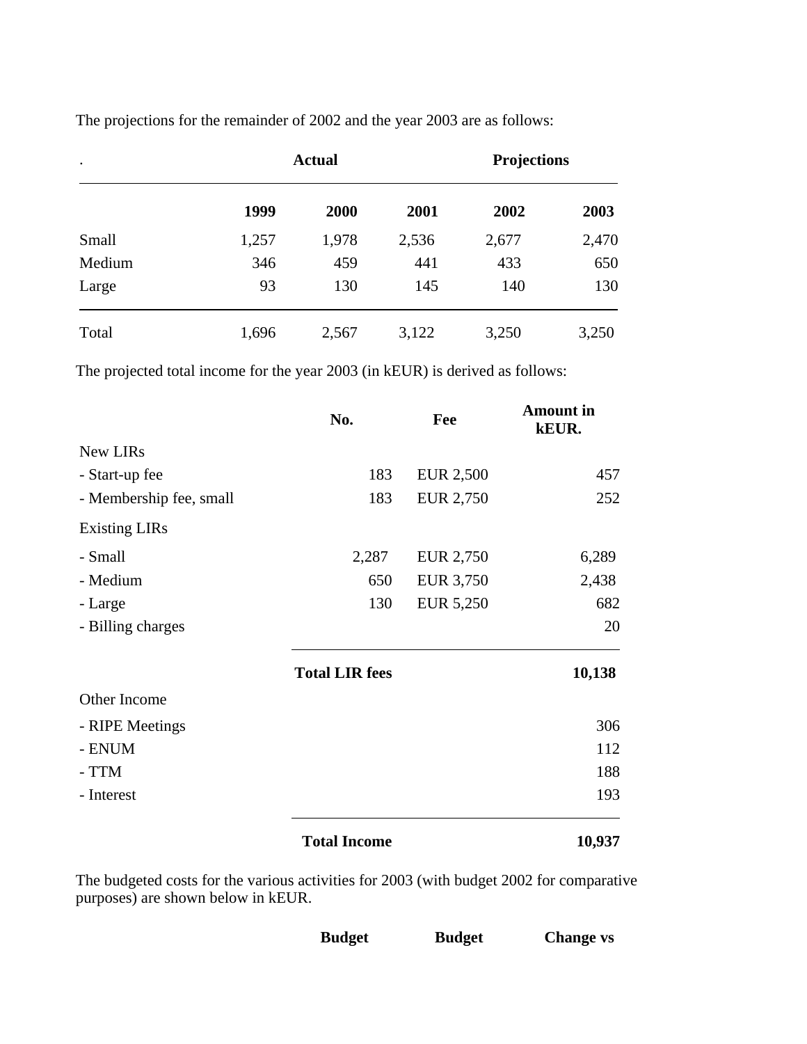The projections for the remainder of 2002 and the year 2003 are as follows:

| . | Actual | | | Projections | |
|---|---|---|---|---|---|
| | **1999** | **2000** | **2001** | **2002** | **2003** |
| Small | 1,257 | 1,978 | 2,536 | 2,677 | 2,470 |
| Medium | 346 | 459 | 441 | 433 | 650 |
| Large | 93 | 130 | 145 | 140 | 130 |
| Total | 1,696 | 2,567 | 3,122 | 3,250 | 3,250 |

The projected total income for the year 2003 (in kEUR) is derived as follows:

| | No. | Fee | Amount in kEUR. |
|---|---|---|---|
| New LIRs | | | |
| - Start-up fee | 183 | EUR 2,500 | 457 |
| - Membership fee, small | 183 | EUR 2,750 | 252 |
| Existing LIRs | | | |
| - Small | 2,287 | EUR 2,750 | 6,289 |
| - Medium | 650 | EUR 3,750 | 2,438 |
| - Large | 130 | EUR 5,250 | 682 |
| - Billing charges | | | 20 |
| | **Total LIR fees** | | **10,138** |
| Other Income | | | |
| - RIPE Meetings | | | 306 |
| - ENUM | | | 112 |
| - TTM | | | 188 |
| - Interest | | | 193 |
| | **Total Income** | | **10,937** |

The budgeted costs for the various activities for 2003 (with budget 2002 for comparative purposes) are shown below in kEUR.

| | Budget | Budget | Change vs |
|---|---|---|---|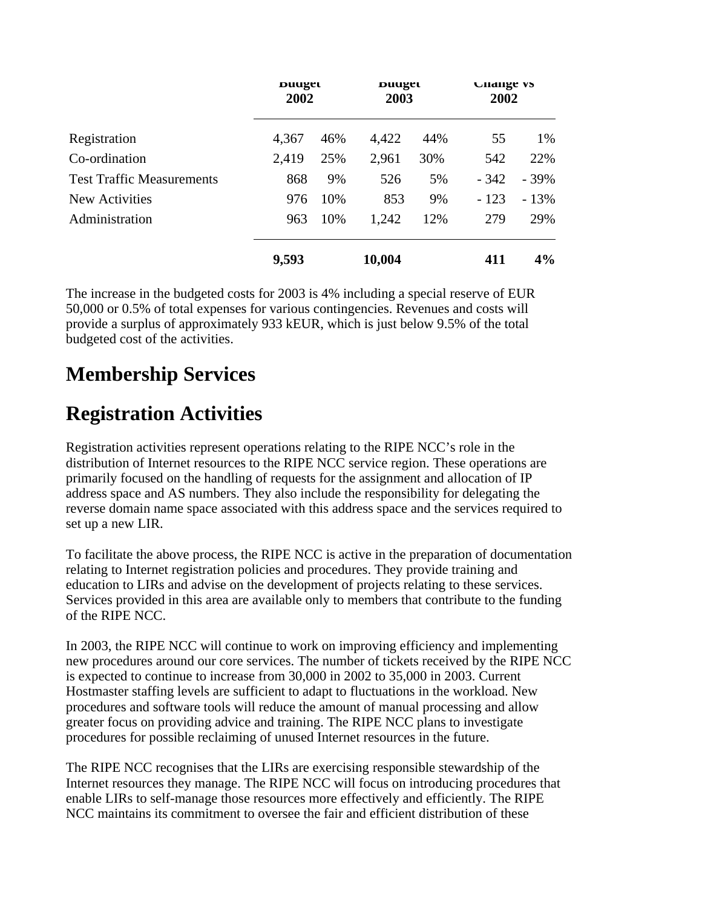| | Budget 2002 | | Budget 2003 | | Change vs 2002 | |
|---|---|---|---|---|---|---|
| Registration | 4,367 | 46% | 4,422 | 44% | 55 | 1% |
| Co-ordination | 2,419 | 25% | 2,961 | 30% | 542 | 22% |
| Test Traffic Measurements | 868 | 9% | 526 | 5% | - 342 | - 39% |
| New Activities | 976 | 10% | 853 | 9% | - 123 | - 13% |
| Administration | 963 | 10% | 1,242 | 12% | 279 | 29% |
| | **9,593** | | **10,004** | | **411** | **4%** |

The increase in the budgeted costs for 2003 is 4% including a special reserve of EUR 50,000 or 0.5% of total expenses for various contingencies. Revenues and costs will provide a surplus of approximately 933 kEUR, which is just below 9.5% of the total budgeted cost of the activities.

# Membership Services

# Registration Activities

Registration activities represent operations relating to the RIPE NCC's role in the distribution of Internet resources to the RIPE NCC service region. These operations are primarily focused on the handling of requests for the assignment and allocation of IP address space and AS numbers. They also include the responsibility for delegating the reverse domain name space associated with this address space and the services required to set up a new LIR.

To facilitate the above process, the RIPE NCC is active in the preparation of documentation relating to Internet registration policies and procedures. They provide training and education to LIRs and advise on the development of projects relating to these services. Services provided in this area are available only to members that contribute to the funding of the RIPE NCC.

In 2003, the RIPE NCC will continue to work on improving efficiency and implementing new procedures around our core services. The number of tickets received by the RIPE NCC is expected to continue to increase from 30,000 in 2002 to 35,000 in 2003. Current Hostmaster staffing levels are sufficient to adapt to fluctuations in the workload. New procedures and software tools will reduce the amount of manual processing and allow greater focus on providing advice and training. The RIPE NCC plans to investigate procedures for possible reclaiming of unused Internet resources in the future.

The RIPE NCC recognises that the LIRs are exercising responsible stewardship of the Internet resources they manage. The RIPE NCC will focus on introducing procedures that enable LIRs to self-manage those resources more effectively and efficiently. The RIPE NCC maintains its commitment to oversee the fair and efficient distribution of these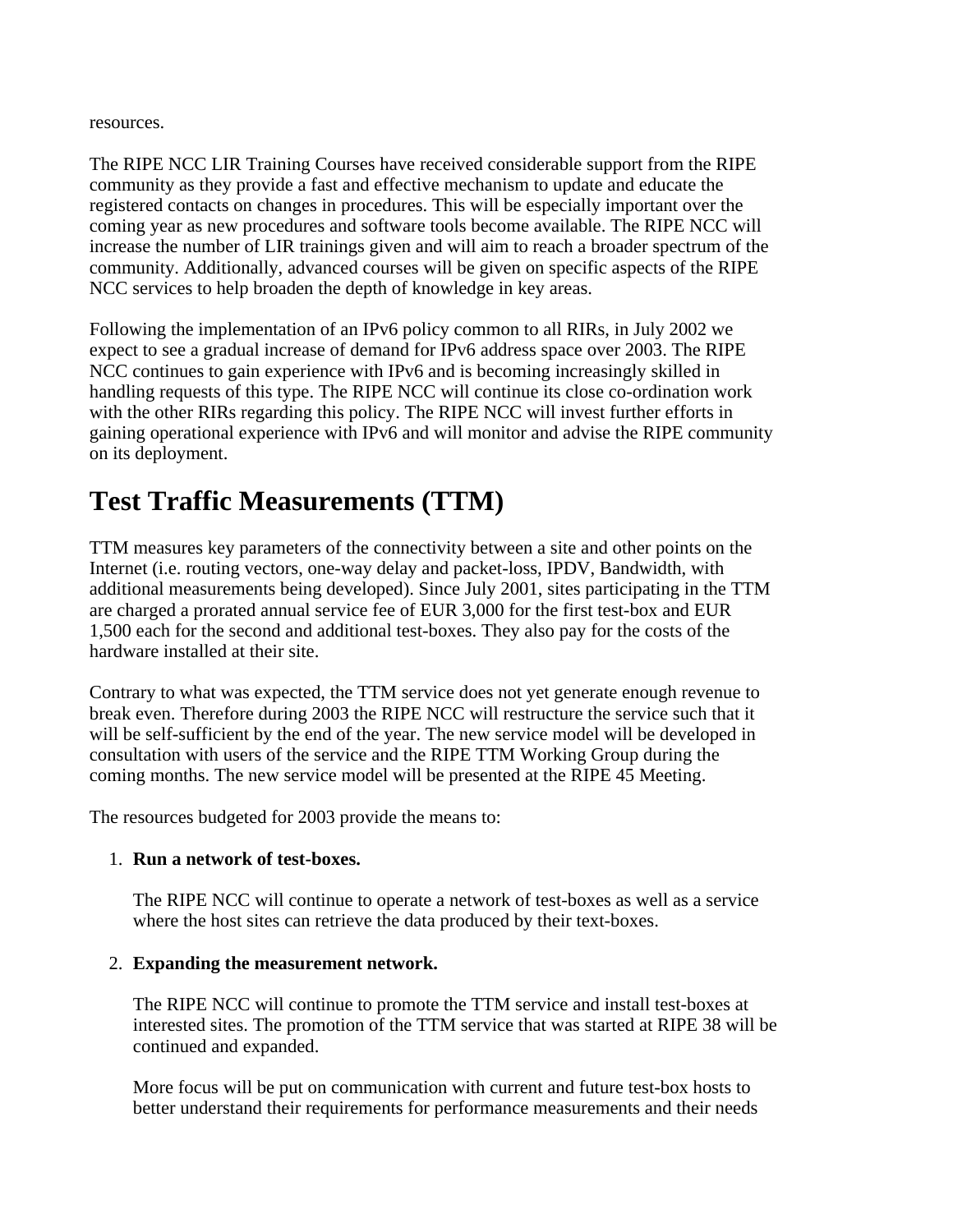resources.

The RIPE NCC LIR Training Courses have received considerable support from the RIPE community as they provide a fast and effective mechanism to update and educate the registered contacts on changes in procedures. This will be especially important over the coming year as new procedures and software tools become available. The RIPE NCC will increase the number of LIR trainings given and will aim to reach a broader spectrum of the community. Additionally, advanced courses will be given on specific aspects of the RIPE NCC services to help broaden the depth of knowledge in key areas.

Following the implementation of an IPv6 policy common to all RIRs, in July 2002 we expect to see a gradual increase of demand for IPv6 address space over 2003. The RIPE NCC continues to gain experience with IPv6 and is becoming increasingly skilled in handling requests of this type. The RIPE NCC will continue its close co-ordination work with the other RIRs regarding this policy. The RIPE NCC will invest further efforts in gaining operational experience with IPv6 and will monitor and advise the RIPE community on its deployment.

# Test Traffic Measurements (TTM)

TTM measures key parameters of the connectivity between a site and other points on the Internet (i.e. routing vectors, one-way delay and packet-loss, IPDV, Bandwidth, with additional measurements being developed). Since July 2001, sites participating in the TTM are charged a prorated annual service fee of EUR 3,000 for the first test-box and EUR 1,500 each for the second and additional test-boxes. They also pay for the costs of the hardware installed at their site.

Contrary to what was expected, the TTM service does not yet generate enough revenue to break even. Therefore during 2003 the RIPE NCC will restructure the service such that it will be self-sufficient by the end of the year. The new service model will be developed in consultation with users of the service and the RIPE TTM Working Group during the coming months. The new service model will be presented at the RIPE 45 Meeting.

The resources budgeted for 2003 provide the means to:

1. **Run a network of test-boxes.**

   The RIPE NCC will continue to operate a network of test-boxes as well as a service where the host sites can retrieve the data produced by their text-boxes.

2. **Expanding the measurement network.**

   The RIPE NCC will continue to promote the TTM service and install test-boxes at interested sites. The promotion of the TTM service that was started at RIPE 38 will be continued and expanded.

   More focus will be put on communication with current and future test-box hosts to better understand their requirements for performance measurements and their needs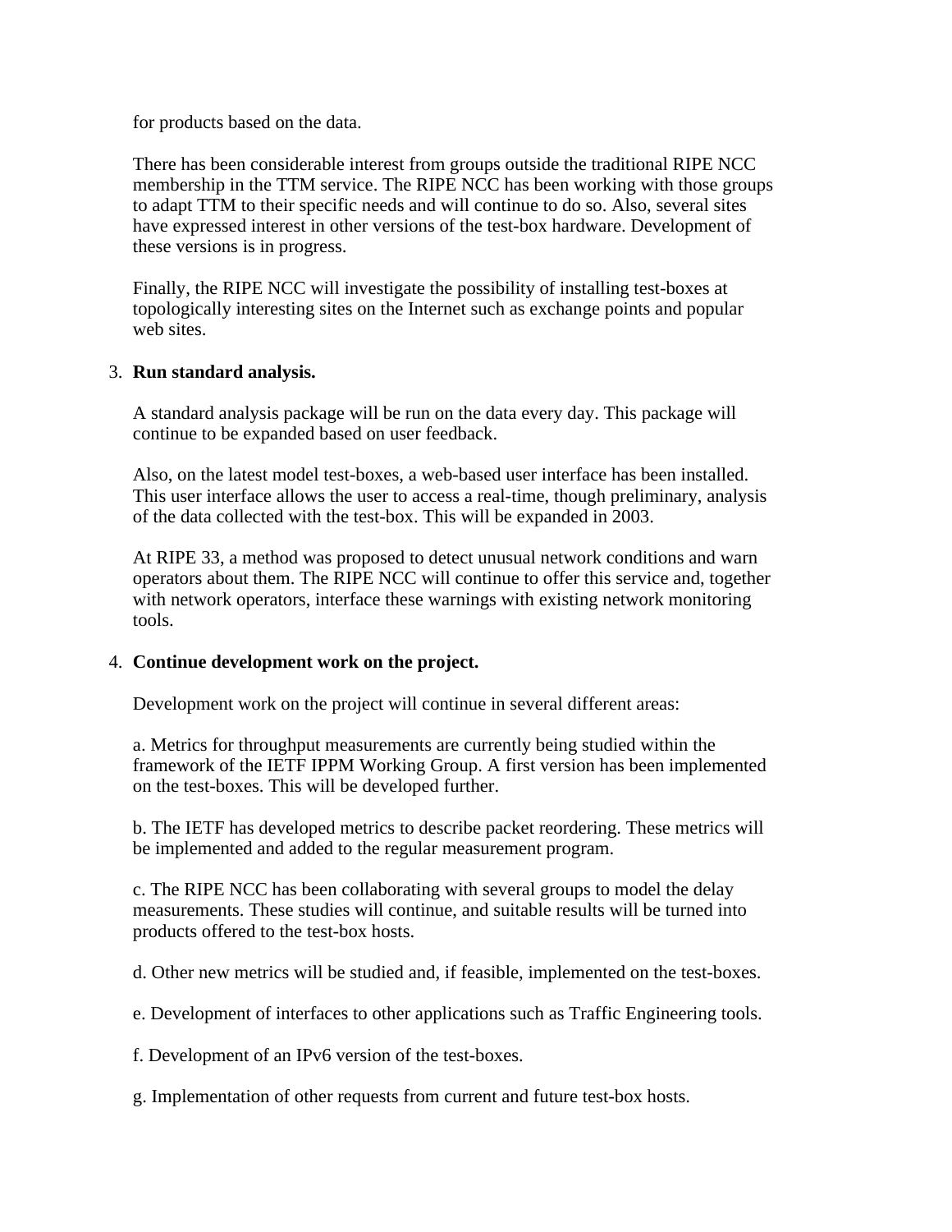for products based on the data.

There has been considerable interest from groups outside the traditional RIPE NCC membership in the TTM service. The RIPE NCC has been working with those groups to adapt TTM to their specific needs and will continue to do so. Also, several sites have expressed interest in other versions of the test-box hardware. Development of these versions is in progress.

Finally, the RIPE NCC will investigate the possibility of installing test-boxes at topologically interesting sites on the Internet such as exchange points and popular web sites.

3. **Run standard analysis.**

   A standard analysis package will be run on the data every day. This package will continue to be expanded based on user feedback.

   Also, on the latest model test-boxes, a web-based user interface has been installed. This user interface allows the user to access a real-time, though preliminary, analysis of the data collected with the test-box. This will be expanded in 2003.

   At RIPE 33, a method was proposed to detect unusual network conditions and warn operators about them. The RIPE NCC will continue to offer this service and, together with network operators, interface these warnings with existing network monitoring tools.

4. **Continue development work on the project.**

   Development work on the project will continue in several different areas:

   a. Metrics for throughput measurements are currently being studied within the framework of the IETF IPPM Working Group. A first version has been implemented on the test-boxes. This will be developed further.

   b. The IETF has developed metrics to describe packet reordering. These metrics will be implemented and added to the regular measurement program.

   c. The RIPE NCC has been collaborating with several groups to model the delay measurements. These studies will continue, and suitable results will be turned into products offered to the test-box hosts.

   d. Other new metrics will be studied and, if feasible, implemented on the test-boxes.

   e. Development of interfaces to other applications such as Traffic Engineering tools.

   f. Development of an IPv6 version of the test-boxes.

   g. Implementation of other requests from current and future test-box hosts.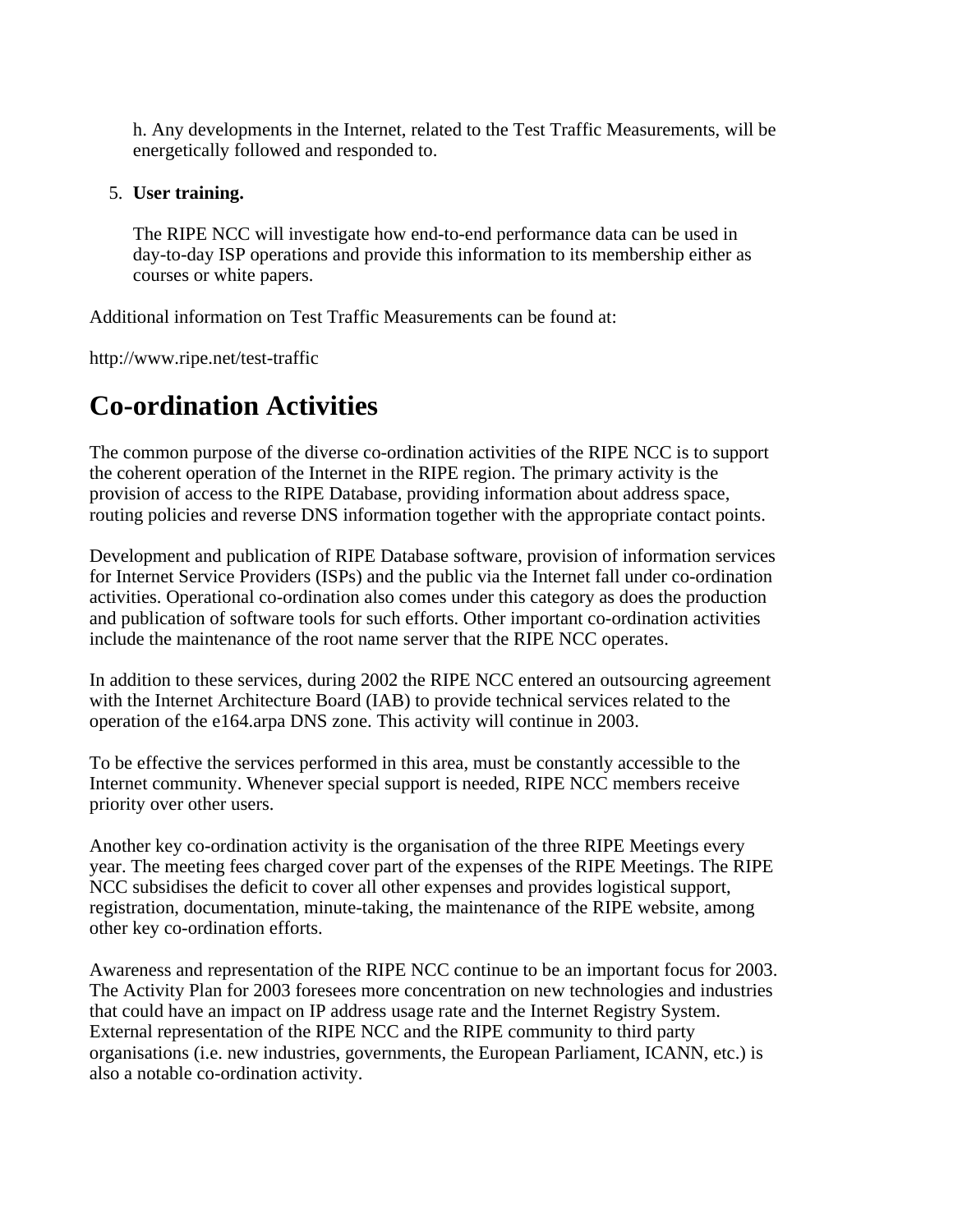h. Any developments in the Internet, related to the Test Traffic Measurements, will be energetically followed and responded to.

5. **User training.**

   The RIPE NCC will investigate how end-to-end performance data can be used in day-to-day ISP operations and provide this information to its membership either as courses or white papers.

Additional information on Test Traffic Measurements can be found at:

http://www.ripe.net/test-traffic

# Co-ordination Activities

The common purpose of the diverse co-ordination activities of the RIPE NCC is to support the coherent operation of the Internet in the RIPE region. The primary activity is the provision of access to the RIPE Database, providing information about address space, routing policies and reverse DNS information together with the appropriate contact points.

Development and publication of RIPE Database software, provision of information services for Internet Service Providers (ISPs) and the public via the Internet fall under co-ordination activities. Operational co-ordination also comes under this category as does the production and publication of software tools for such efforts. Other important co-ordination activities include the maintenance of the root name server that the RIPE NCC operates.

In addition to these services, during 2002 the RIPE NCC entered an outsourcing agreement with the Internet Architecture Board (IAB) to provide technical services related to the operation of the e164.arpa DNS zone. This activity will continue in 2003.

To be effective the services performed in this area, must be constantly accessible to the Internet community. Whenever special support is needed, RIPE NCC members receive priority over other users.

Another key co-ordination activity is the organisation of the three RIPE Meetings every year. The meeting fees charged cover part of the expenses of the RIPE Meetings. The RIPE NCC subsidises the deficit to cover all other expenses and provides logistical support, registration, documentation, minute-taking, the maintenance of the RIPE website, among other key co-ordination efforts.

Awareness and representation of the RIPE NCC continue to be an important focus for 2003. The Activity Plan for 2003 foresees more concentration on new technologies and industries that could have an impact on IP address usage rate and the Internet Registry System. External representation of the RIPE NCC and the RIPE community to third party organisations (i.e. new industries, governments, the European Parliament, ICANN, etc.) is also a notable co-ordination activity.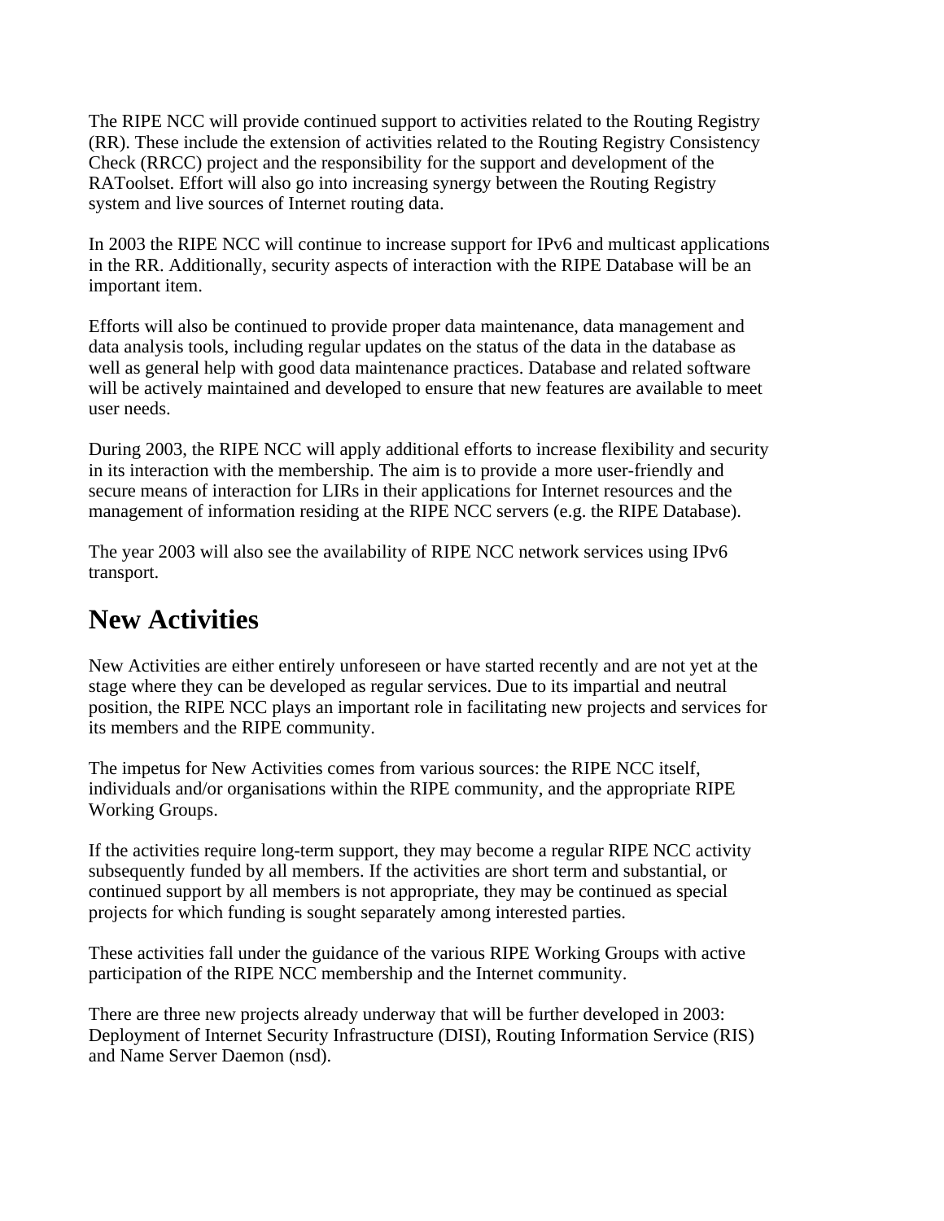The RIPE NCC will provide continued support to activities related to the Routing Registry (RR). These include the extension of activities related to the Routing Registry Consistency Check (RRCC) project and the responsibility for the support and development of the RAToolset. Effort will also go into increasing synergy between the Routing Registry system and live sources of Internet routing data.

In 2003 the RIPE NCC will continue to increase support for IPv6 and multicast applications in the RR. Additionally, security aspects of interaction with the RIPE Database will be an important item.

Efforts will also be continued to provide proper data maintenance, data management and data analysis tools, including regular updates on the status of the data in the database as well as general help with good data maintenance practices. Database and related software will be actively maintained and developed to ensure that new features are available to meet user needs.

During 2003, the RIPE NCC will apply additional efforts to increase flexibility and security in its interaction with the membership. The aim is to provide a more user-friendly and secure means of interaction for LIRs in their applications for Internet resources and the management of information residing at the RIPE NCC servers (e.g. the RIPE Database).

The year 2003 will also see the availability of RIPE NCC network services using IPv6 transport.

# New Activities

New Activities are either entirely unforeseen or have started recently and are not yet at the stage where they can be developed as regular services. Due to its impartial and neutral position, the RIPE NCC plays an important role in facilitating new projects and services for its members and the RIPE community.

The impetus for New Activities comes from various sources: the RIPE NCC itself, individuals and/or organisations within the RIPE community, and the appropriate RIPE Working Groups.

If the activities require long-term support, they may become a regular RIPE NCC activity subsequently funded by all members. If the activities are short term and substantial, or continued support by all members is not appropriate, they may be continued as special projects for which funding is sought separately among interested parties.

These activities fall under the guidance of the various RIPE Working Groups with active participation of the RIPE NCC membership and the Internet community.

There are three new projects already underway that will be further developed in 2003: Deployment of Internet Security Infrastructure (DISI), Routing Information Service (RIS) and Name Server Daemon (nsd).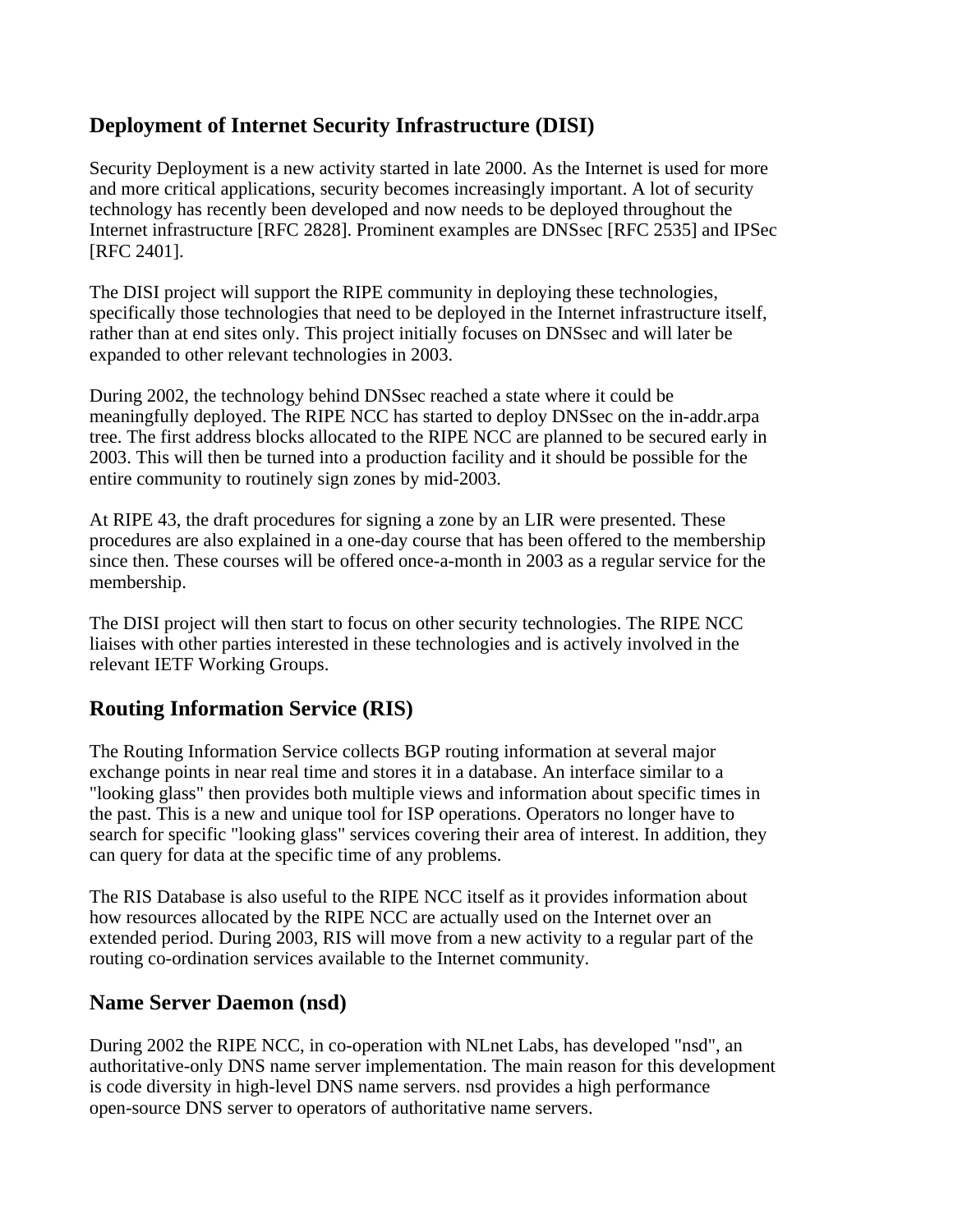## Deployment of Internet Security Infrastructure (DISI)

Security Deployment is a new activity started in late 2000. As the Internet is used for more and more critical applications, security becomes increasingly important. A lot of security technology has recently been developed and now needs to be deployed throughout the Internet infrastructure [RFC 2828]. Prominent examples are DNSsec [RFC 2535] and IPSec [RFC 2401].

The DISI project will support the RIPE community in deploying these technologies, specifically those technologies that need to be deployed in the Internet infrastructure itself, rather than at end sites only. This project initially focuses on DNSsec and will later be expanded to other relevant technologies in 2003.

During 2002, the technology behind DNSsec reached a state where it could be meaningfully deployed. The RIPE NCC has started to deploy DNSsec on the in-addr.arpa tree. The first address blocks allocated to the RIPE NCC are planned to be secured early in 2003. This will then be turned into a production facility and it should be possible for the entire community to routinely sign zones by mid-2003.

At RIPE 43, the draft procedures for signing a zone by an LIR were presented. These procedures are also explained in a one-day course that has been offered to the membership since then. These courses will be offered once-a-month in 2003 as a regular service for the membership.

The DISI project will then start to focus on other security technologies. The RIPE NCC liaises with other parties interested in these technologies and is actively involved in the relevant IETF Working Groups.

## Routing Information Service (RIS)

The Routing Information Service collects BGP routing information at several major exchange points in near real time and stores it in a database. An interface similar to a "looking glass" then provides both multiple views and information about specific times in the past. This is a new and unique tool for ISP operations. Operators no longer have to search for specific "looking glass" services covering their area of interest. In addition, they can query for data at the specific time of any problems.

The RIS Database is also useful to the RIPE NCC itself as it provides information about how resources allocated by the RIPE NCC are actually used on the Internet over an extended period. During 2003, RIS will move from a new activity to a regular part of the routing co-ordination services available to the Internet community.

## Name Server Daemon (nsd)

During 2002 the RIPE NCC, in co-operation with NLnet Labs, has developed "nsd", an authoritative-only DNS name server implementation. The main reason for this development is code diversity in high-level DNS name servers. nsd provides a high performance open-source DNS server to operators of authoritative name servers.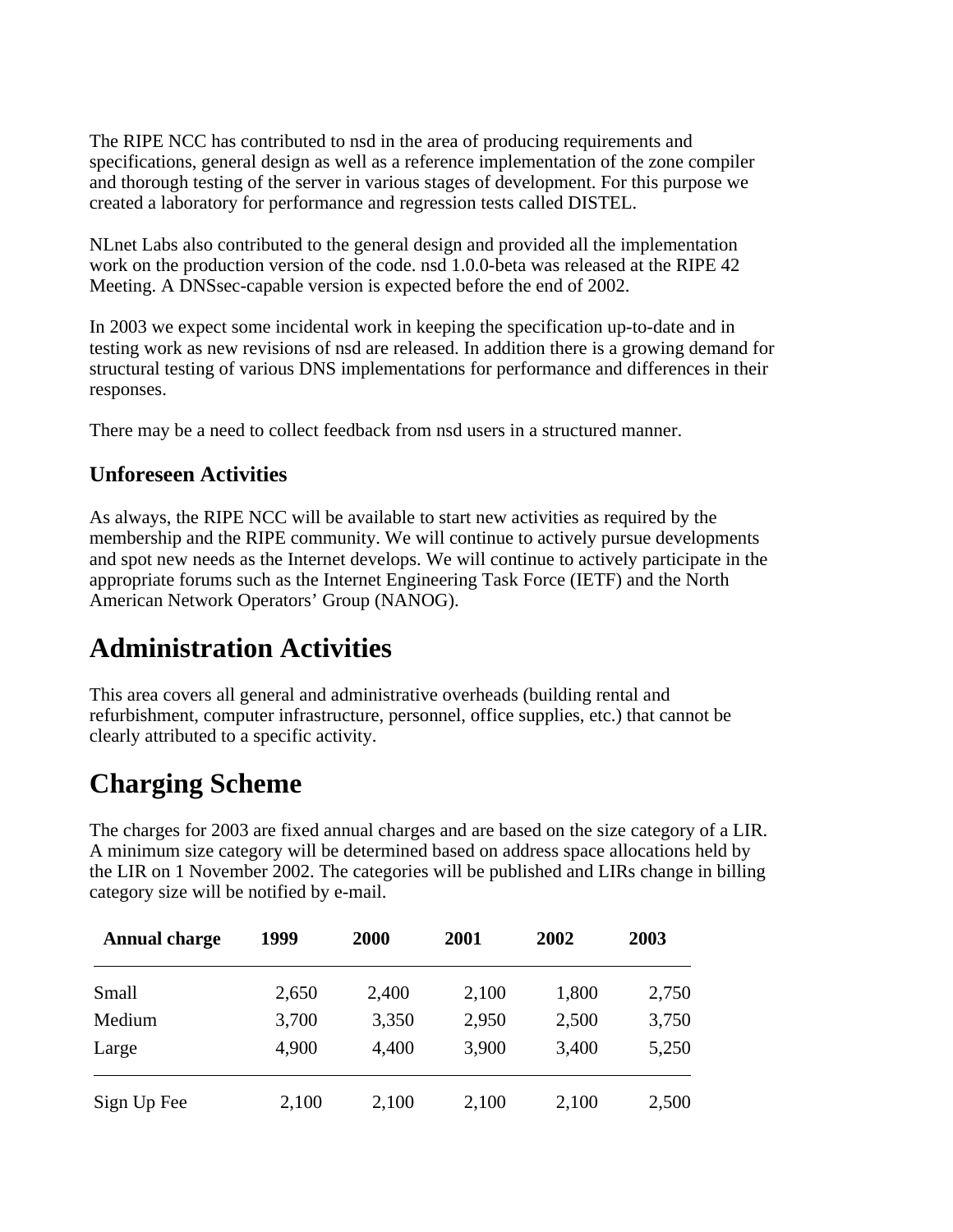The RIPE NCC has contributed to nsd in the area of producing requirements and specifications, general design as well as a reference implementation of the zone compiler and thorough testing of the server in various stages of development. For this purpose we created a laboratory for performance and regression tests called DISTEL.

NLnet Labs also contributed to the general design and provided all the implementation work on the production version of the code. nsd 1.0.0-beta was released at the RIPE 42 Meeting. A DNSsec-capable version is expected before the end of 2002.

In 2003 we expect some incidental work in keeping the specification up-to-date and in testing work as new revisions of nsd are released. In addition there is a growing demand for structural testing of various DNS implementations for performance and differences in their responses.

There may be a need to collect feedback from nsd users in a structured manner.

### Unforeseen Activities

As always, the RIPE NCC will be available to start new activities as required by the membership and the RIPE community. We will continue to actively pursue developments and spot new needs as the Internet develops. We will continue to actively participate in the appropriate forums such as the Internet Engineering Task Force (IETF) and the North American Network Operators' Group (NANOG).

## Administration Activities

This area covers all general and administrative overheads (building rental and refurbishment, computer infrastructure, personnel, office supplies, etc.) that cannot be clearly attributed to a specific activity.

## Charging Scheme

The charges for 2003 are fixed annual charges and are based on the size category of a LIR. A minimum size category will be determined based on address space allocations held by the LIR on 1 November 2002. The categories will be published and LIRs change in billing category size will be notified by e-mail.

| Annual charge | 1999 | 2000 | 2001 | 2002 | 2003 |
|---|---|---|---|---|---|
| Small | 2,650 | 2,400 | 2,100 | 1,800 | 2,750 |
| Medium | 3,700 | 3,350 | 2,950 | 2,500 | 3,750 |
| Large | 4,900 | 4,400 | 3,900 | 3,400 | 5,250 |
| Sign Up Fee | 2,100 | 2,100 | 2,100 | 2,100 | 2,500 |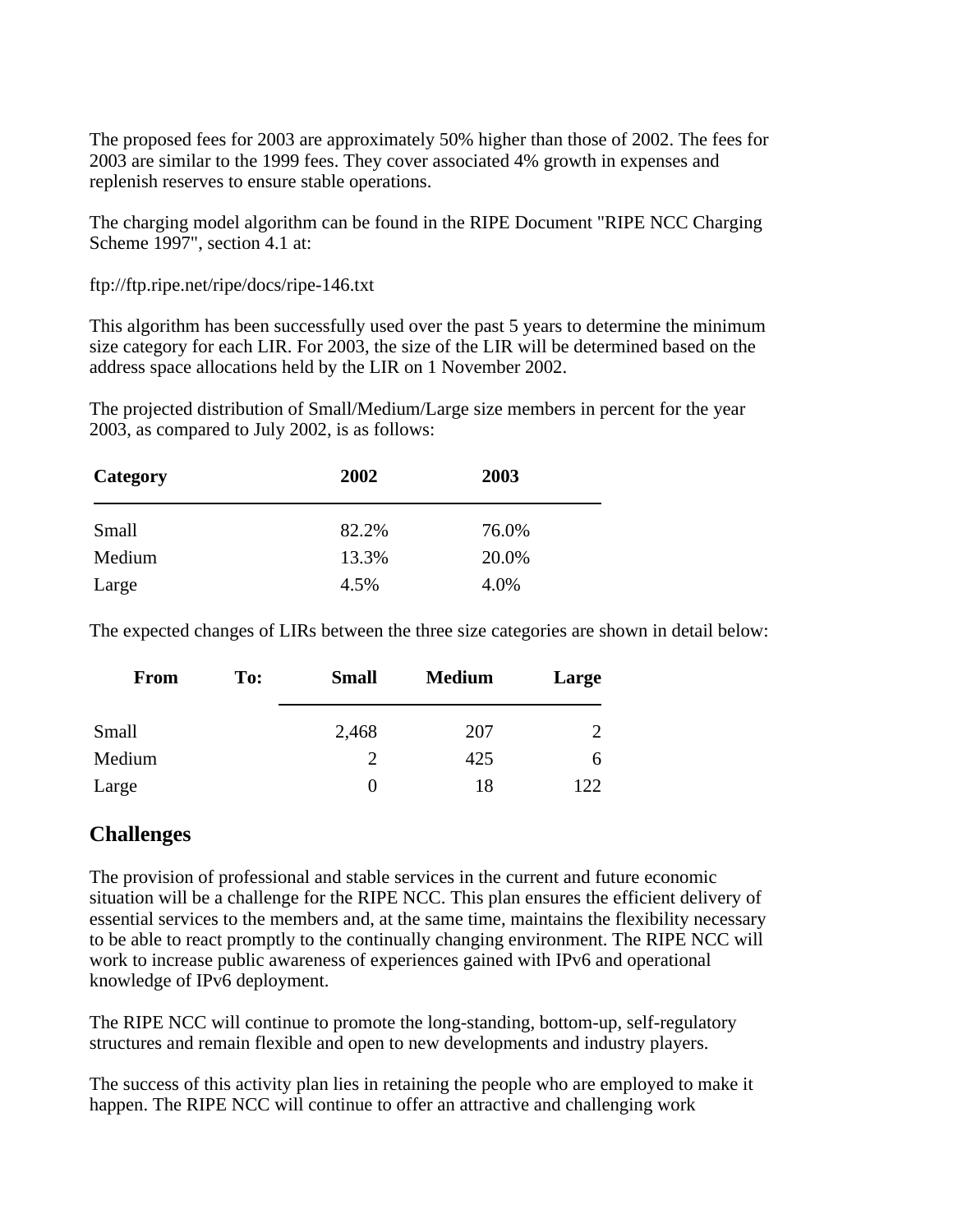The proposed fees for 2003 are approximately 50% higher than those of 2002. The fees for 2003 are similar to the 1999 fees. They cover associated 4% growth in expenses and replenish reserves to ensure stable operations.

The charging model algorithm can be found in the RIPE Document "RIPE NCC Charging Scheme 1997", section 4.1 at:

ftp://ftp.ripe.net/ripe/docs/ripe-146.txt

This algorithm has been successfully used over the past 5 years to determine the minimum size category for each LIR. For 2003, the size of the LIR will be determined based on the address space allocations held by the LIR on 1 November 2002.

The projected distribution of Small/Medium/Large size members in percent for the year 2003, as compared to July 2002, is as follows:

| Category | 2002 | 2003 |
|---|---|---|
| Small | 82.2% | 76.0% |
| Medium | 13.3% | 20.0% |
| Large | 4.5% | 4.0% |

The expected changes of LIRs between the three size categories are shown in detail below:

| From | To: | Small | Medium | Large |
|---|---|---|---|---|
| Small | | 2,468 | 207 | 2 |
| Medium | | 2 | 425 | 6 |
| Large | | 0 | 18 | 122 |

## Challenges

The provision of professional and stable services in the current and future economic situation will be a challenge for the RIPE NCC. This plan ensures the efficient delivery of essential services to the members and, at the same time, maintains the flexibility necessary to be able to react promptly to the continually changing environment. The RIPE NCC will work to increase public awareness of experiences gained with IPv6 and operational knowledge of IPv6 deployment.

The RIPE NCC will continue to promote the long-standing, bottom-up, self-regulatory structures and remain flexible and open to new developments and industry players.

The success of this activity plan lies in retaining the people who are employed to make it happen. The RIPE NCC will continue to offer an attractive and challenging work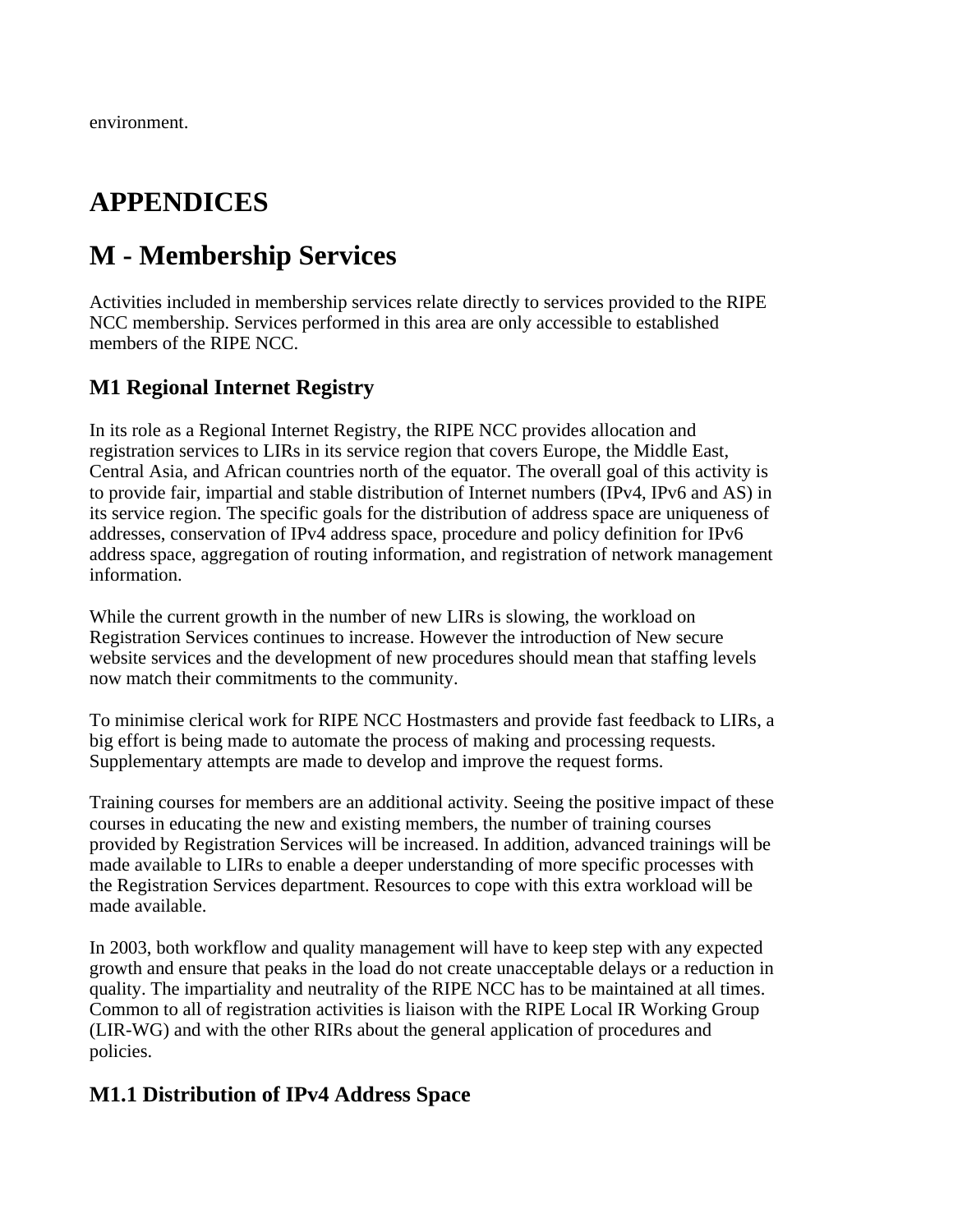environment.

# APPENDICES

# M - Membership Services

Activities included in membership services relate directly to services provided to the RIPE NCC membership. Services performed in this area are only accessible to established members of the RIPE NCC.

## M1 Regional Internet Registry

In its role as a Regional Internet Registry, the RIPE NCC provides allocation and registration services to LIRs in its service region that covers Europe, the Middle East, Central Asia, and African countries north of the equator. The overall goal of this activity is to provide fair, impartial and stable distribution of Internet numbers (IPv4, IPv6 and AS) in its service region. The specific goals for the distribution of address space are uniqueness of addresses, conservation of IPv4 address space, procedure and policy definition for IPv6 address space, aggregation of routing information, and registration of network management information.

While the current growth in the number of new LIRs is slowing, the workload on Registration Services continues to increase. However the introduction of New secure website services and the development of new procedures should mean that staffing levels now match their commitments to the community.

To minimise clerical work for RIPE NCC Hostmasters and provide fast feedback to LIRs, a big effort is being made to automate the process of making and processing requests. Supplementary attempts are made to develop and improve the request forms.

Training courses for members are an additional activity. Seeing the positive impact of these courses in educating the new and existing members, the number of training courses provided by Registration Services will be increased. In addition, advanced trainings will be made available to LIRs to enable a deeper understanding of more specific processes with the Registration Services department. Resources to cope with this extra workload will be made available.

In 2003, both workflow and quality management will have to keep step with any expected growth and ensure that peaks in the load do not create unacceptable delays or a reduction in quality. The impartiality and neutrality of the RIPE NCC has to be maintained at all times. Common to all of registration activities is liaison with the RIPE Local IR Working Group (LIR-WG) and with the other RIRs about the general application of procedures and policies.

## M1.1 Distribution of IPv4 Address Space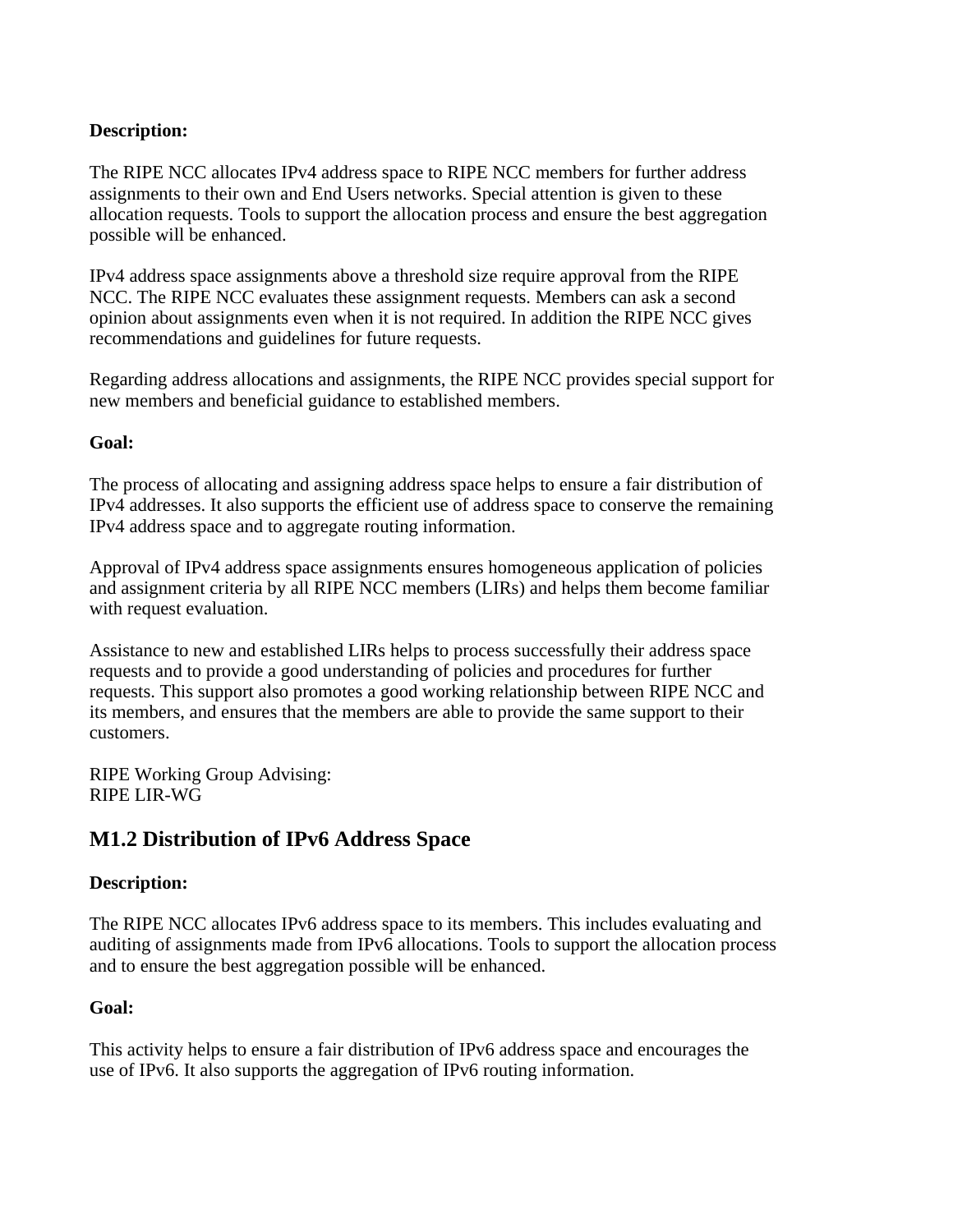**Description:**

The RIPE NCC allocates IPv4 address space to RIPE NCC members for further address assignments to their own and End Users networks. Special attention is given to these allocation requests. Tools to support the allocation process and ensure the best aggregation possible will be enhanced.

IPv4 address space assignments above a threshold size require approval from the RIPE NCC. The RIPE NCC evaluates these assignment requests. Members can ask a second opinion about assignments even when it is not required. In addition the RIPE NCC gives recommendations and guidelines for future requests.

Regarding address allocations and assignments, the RIPE NCC provides special support for new members and beneficial guidance to established members.

**Goal:**

The process of allocating and assigning address space helps to ensure a fair distribution of IPv4 addresses. It also supports the efficient use of address space to conserve the remaining IPv4 address space and to aggregate routing information.

Approval of IPv4 address space assignments ensures homogeneous application of policies and assignment criteria by all RIPE NCC members (LIRs) and helps them become familiar with request evaluation.

Assistance to new and established LIRs helps to process successfully their address space requests and to provide a good understanding of policies and procedures for further requests. This support also promotes a good working relationship between RIPE NCC and its members, and ensures that the members are able to provide the same support to their customers.

RIPE Working Group Advising:
RIPE LIR-WG

## M1.2 Distribution of IPv6 Address Space

**Description:**

The RIPE NCC allocates IPv6 address space to its members. This includes evaluating and auditing of assignments made from IPv6 allocations. Tools to support the allocation process and to ensure the best aggregation possible will be enhanced.

**Goal:**

This activity helps to ensure a fair distribution of IPv6 address space and encourages the use of IPv6. It also supports the aggregation of IPv6 routing information.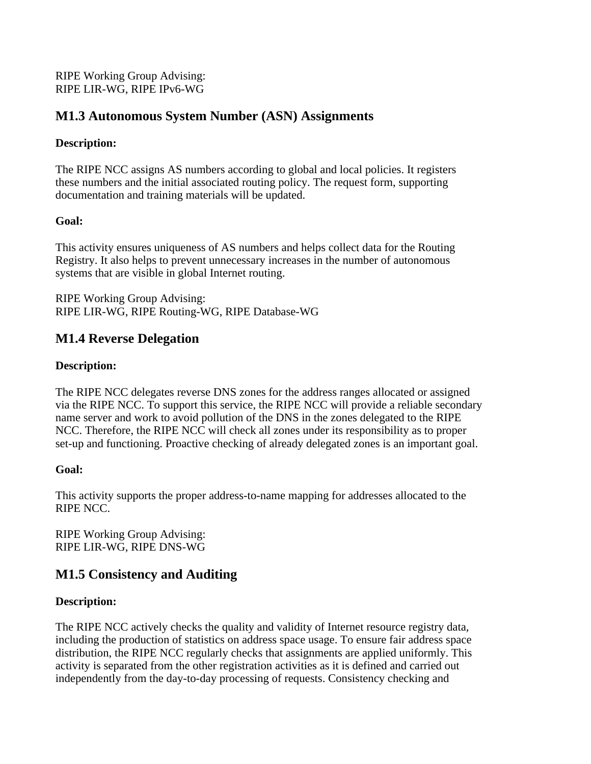RIPE Working Group Advising:
RIPE LIR-WG, RIPE IPv6-WG

## M1.3 Autonomous System Number (ASN) Assignments

**Description:**

The RIPE NCC assigns AS numbers according to global and local policies. It registers these numbers and the initial associated routing policy. The request form, supporting documentation and training materials will be updated.

**Goal:**

This activity ensures uniqueness of AS numbers and helps collect data for the Routing Registry. It also helps to prevent unnecessary increases in the number of autonomous systems that are visible in global Internet routing.

RIPE Working Group Advising:
RIPE LIR-WG, RIPE Routing-WG, RIPE Database-WG

## M1.4 Reverse Delegation

**Description:**

The RIPE NCC delegates reverse DNS zones for the address ranges allocated or assigned via the RIPE NCC. To support this service, the RIPE NCC will provide a reliable secondary name server and work to avoid pollution of the DNS in the zones delegated to the RIPE NCC. Therefore, the RIPE NCC will check all zones under its responsibility as to proper set-up and functioning. Proactive checking of already delegated zones is an important goal.

**Goal:**

This activity supports the proper address-to-name mapping for addresses allocated to the RIPE NCC.

RIPE Working Group Advising:
RIPE LIR-WG, RIPE DNS-WG

## M1.5 Consistency and Auditing

**Description:**

The RIPE NCC actively checks the quality and validity of Internet resource registry data, including the production of statistics on address space usage. To ensure fair address space distribution, the RIPE NCC regularly checks that assignments are applied uniformly. This activity is separated from the other registration activities as it is defined and carried out independently from the day-to-day processing of requests. Consistency checking and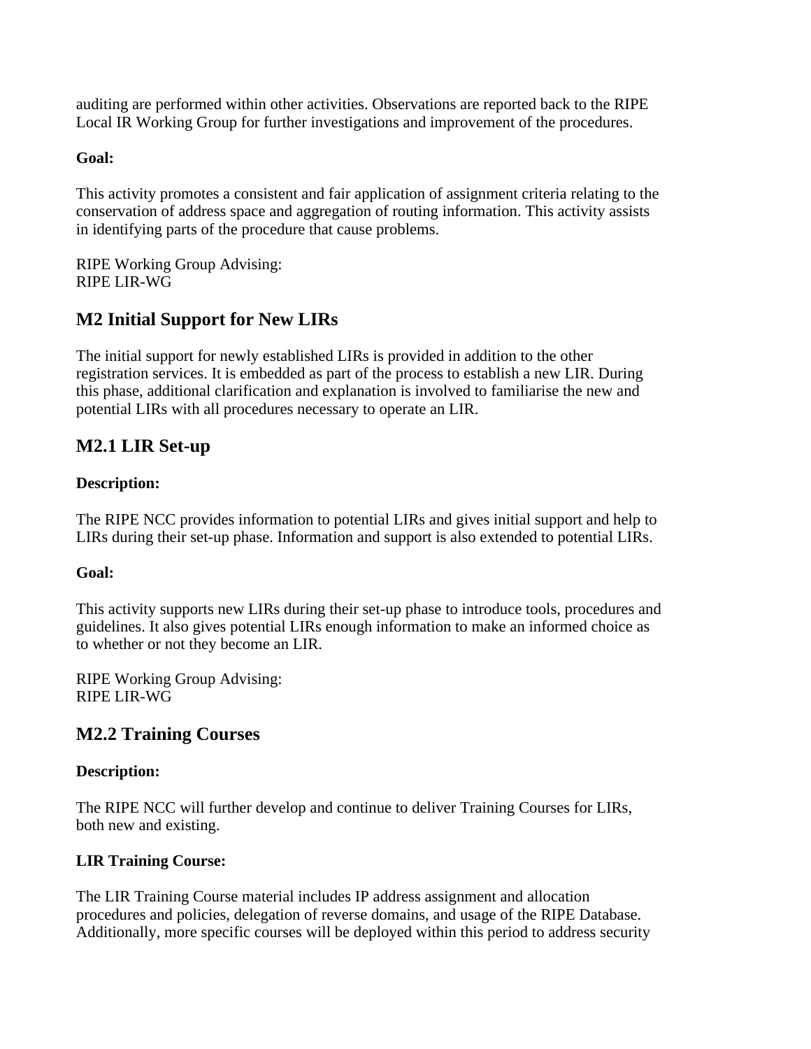auditing are performed within other activities. Observations are reported back to the RIPE Local IR Working Group for further investigations and improvement of the procedures.

**Goal:**

This activity promotes a consistent and fair application of assignment criteria relating to the conservation of address space and aggregation of routing information. This activity assists in identifying parts of the procedure that cause problems.

RIPE Working Group Advising:
RIPE LIR-WG

## M2 Initial Support for New LIRs

The initial support for newly established LIRs is provided in addition to the other registration services. It is embedded as part of the process to establish a new LIR. During this phase, additional clarification and explanation is involved to familiarise the new and potential LIRs with all procedures necessary to operate an LIR.

## M2.1 LIR Set-up

**Description:**

The RIPE NCC provides information to potential LIRs and gives initial support and help to LIRs during their set-up phase. Information and support is also extended to potential LIRs.

**Goal:**

This activity supports new LIRs during their set-up phase to introduce tools, procedures and guidelines. It also gives potential LIRs enough information to make an informed choice as to whether or not they become an LIR.

RIPE Working Group Advising:
RIPE LIR-WG

## M2.2 Training Courses

**Description:**

The RIPE NCC will further develop and continue to deliver Training Courses for LIRs, both new and existing.

**LIR Training Course:**

The LIR Training Course material includes IP address assignment and allocation procedures and policies, delegation of reverse domains, and usage of the RIPE Database. Additionally, more specific courses will be deployed within this period to address security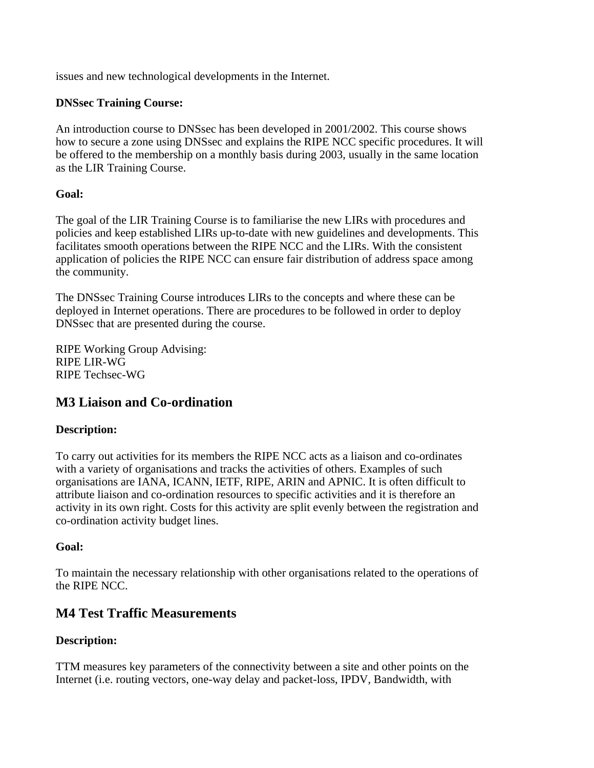issues and new technological developments in the Internet.

**DNSsec Training Course:**

An introduction course to DNSsec has been developed in 2001/2002. This course shows how to secure a zone using DNSsec and explains the RIPE NCC specific procedures. It will be offered to the membership on a monthly basis during 2003, usually in the same location as the LIR Training Course.

**Goal:**

The goal of the LIR Training Course is to familiarise the new LIRs with procedures and policies and keep established LIRs up-to-date with new guidelines and developments. This facilitates smooth operations between the RIPE NCC and the LIRs. With the consistent application of policies the RIPE NCC can ensure fair distribution of address space among the community.

The DNSsec Training Course introduces LIRs to the concepts and where these can be deployed in Internet operations. There are procedures to be followed in order to deploy DNSsec that are presented during the course.

RIPE Working Group Advising:
RIPE LIR-WG
RIPE Techsec-WG

## M3 Liaison and Co-ordination

**Description:**

To carry out activities for its members the RIPE NCC acts as a liaison and co-ordinates with a variety of organisations and tracks the activities of others. Examples of such organisations are IANA, ICANN, IETF, RIPE, ARIN and APNIC. It is often difficult to attribute liaison and co-ordination resources to specific activities and it is therefore an activity in its own right. Costs for this activity are split evenly between the registration and co-ordination activity budget lines.

**Goal:**

To maintain the necessary relationship with other organisations related to the operations of the RIPE NCC.

## M4 Test Traffic Measurements

**Description:**

TTM measures key parameters of the connectivity between a site and other points on the Internet (i.e. routing vectors, one-way delay and packet-loss, IPDV, Bandwidth, with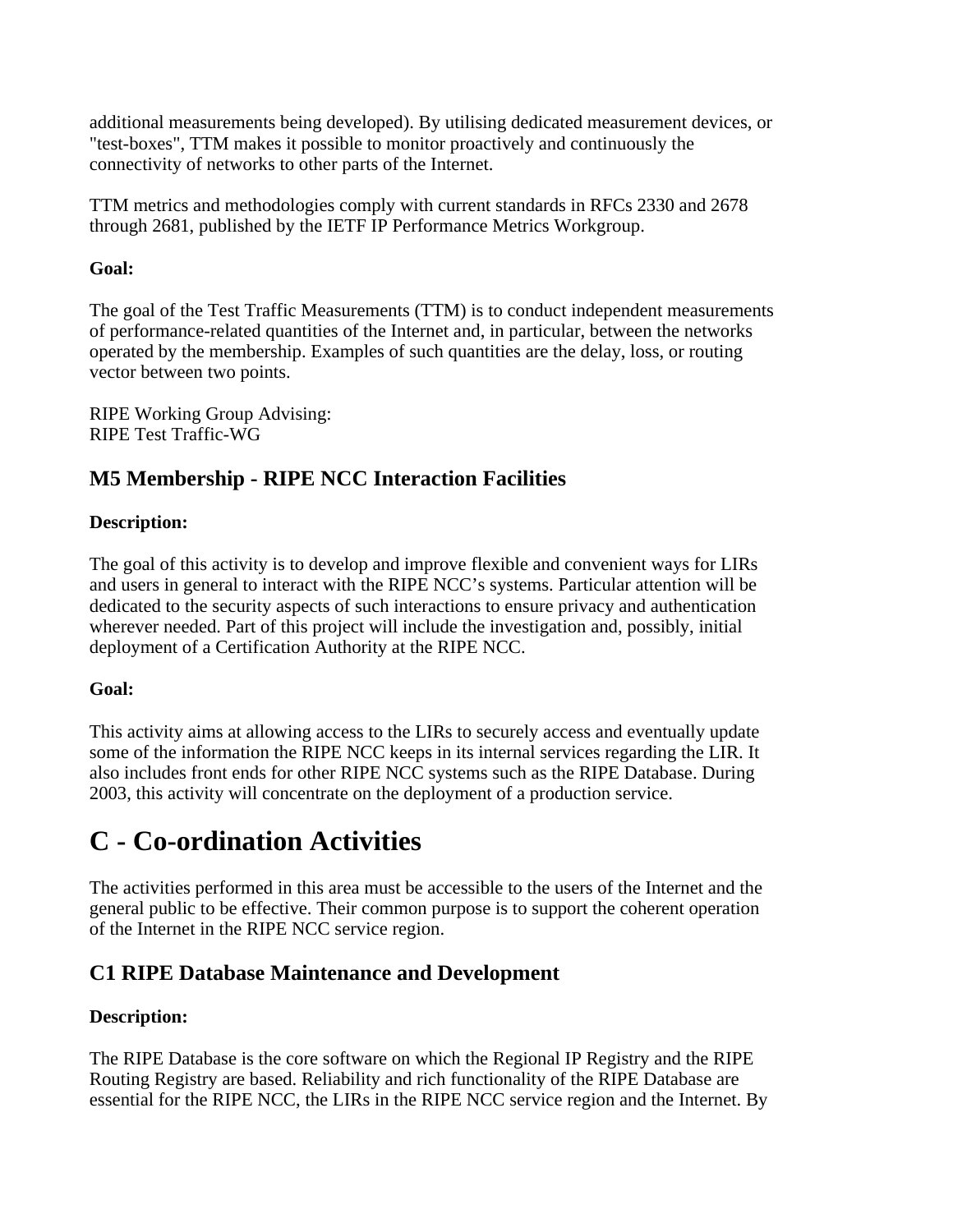additional measurements being developed). By utilising dedicated measurement devices, or "test-boxes", TTM makes it possible to monitor proactively and continuously the connectivity of networks to other parts of the Internet.

TTM metrics and methodologies comply with current standards in RFCs 2330 and 2678 through 2681, published by the IETF IP Performance Metrics Workgroup.

**Goal:**

The goal of the Test Traffic Measurements (TTM) is to conduct independent measurements of performance-related quantities of the Internet and, in particular, between the networks operated by the membership. Examples of such quantities are the delay, loss, or routing vector between two points.

RIPE Working Group Advising:
RIPE Test Traffic-WG

## M5 Membership - RIPE NCC Interaction Facilities

**Description:**

The goal of this activity is to develop and improve flexible and convenient ways for LIRs and users in general to interact with the RIPE NCC's systems. Particular attention will be dedicated to the security aspects of such interactions to ensure privacy and authentication wherever needed. Part of this project will include the investigation and, possibly, initial deployment of a Certification Authority at the RIPE NCC.

**Goal:**

This activity aims at allowing access to the LIRs to securely access and eventually update some of the information the RIPE NCC keeps in its internal services regarding the LIR. It also includes front ends for other RIPE NCC systems such as the RIPE Database. During 2003, this activity will concentrate on the deployment of a production service.

# C - Co-ordination Activities

The activities performed in this area must be accessible to the users of the Internet and the general public to be effective. Their common purpose is to support the coherent operation of the Internet in the RIPE NCC service region.

## C1 RIPE Database Maintenance and Development

**Description:**

The RIPE Database is the core software on which the Regional IP Registry and the RIPE Routing Registry are based. Reliability and rich functionality of the RIPE Database are essential for the RIPE NCC, the LIRs in the RIPE NCC service region and the Internet. By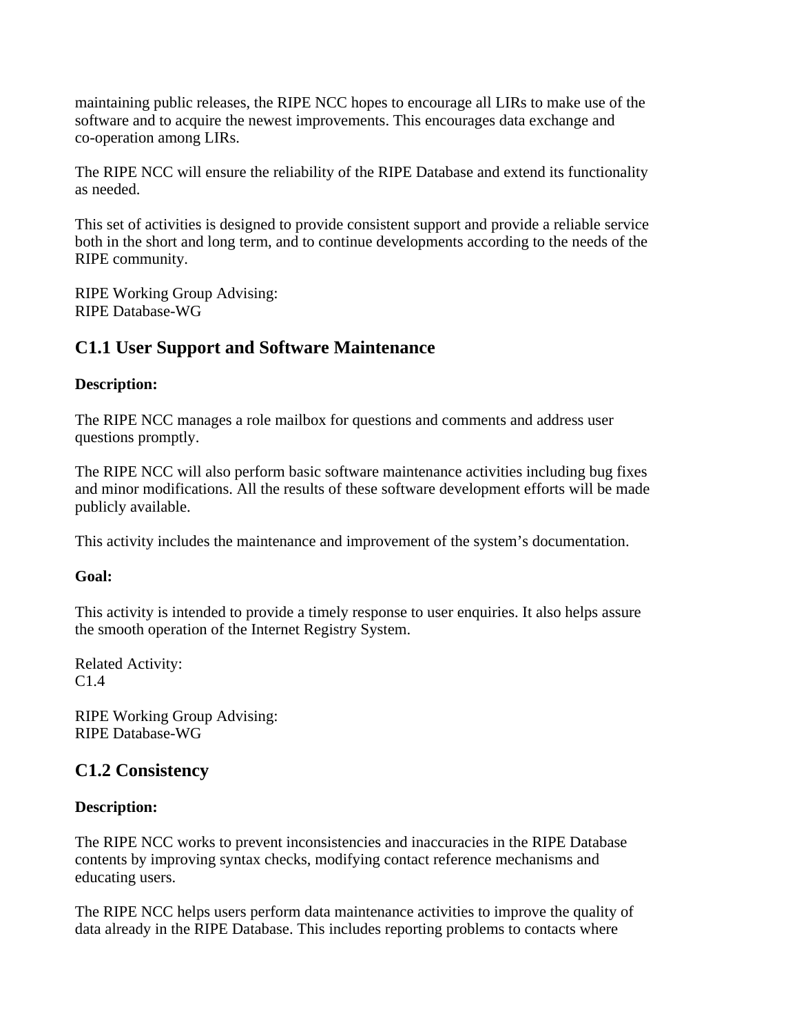maintaining public releases, the RIPE NCC hopes to encourage all LIRs to make use of the software and to acquire the newest improvements. This encourages data exchange and co-operation among LIRs.

The RIPE NCC will ensure the reliability of the RIPE Database and extend its functionality as needed.

This set of activities is designed to provide consistent support and provide a reliable service both in the short and long term, and to continue developments according to the needs of the RIPE community.

RIPE Working Group Advising:
RIPE Database-WG

## C1.1 User Support and Software Maintenance

**Description:**

The RIPE NCC manages a role mailbox for questions and comments and address user questions promptly.

The RIPE NCC will also perform basic software maintenance activities including bug fixes and minor modifications. All the results of these software development efforts will be made publicly available.

This activity includes the maintenance and improvement of the system's documentation.

**Goal:**

This activity is intended to provide a timely response to user enquiries. It also helps assure the smooth operation of the Internet Registry System.

Related Activity:
C1.4

RIPE Working Group Advising:
RIPE Database-WG

## C1.2 Consistency

**Description:**

The RIPE NCC works to prevent inconsistencies and inaccuracies in the RIPE Database contents by improving syntax checks, modifying contact reference mechanisms and educating users.

The RIPE NCC helps users perform data maintenance activities to improve the quality of data already in the RIPE Database. This includes reporting problems to contacts where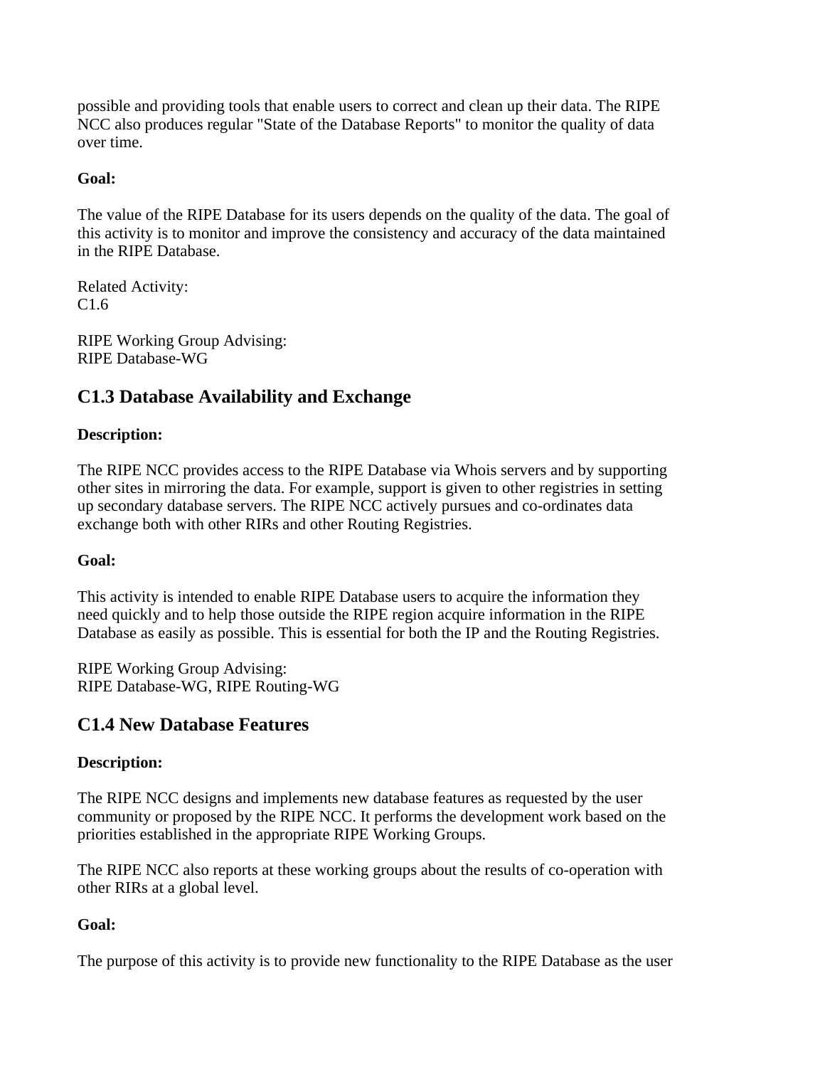possible and providing tools that enable users to correct and clean up their data. The RIPE NCC also produces regular "State of the Database Reports" to monitor the quality of data over time.

**Goal:**

The value of the RIPE Database for its users depends on the quality of the data. The goal of this activity is to monitor and improve the consistency and accuracy of the data maintained in the RIPE Database.

Related Activity:
C1.6

RIPE Working Group Advising:
RIPE Database-WG

## C1.3 Database Availability and Exchange

**Description:**

The RIPE NCC provides access to the RIPE Database via Whois servers and by supporting other sites in mirroring the data. For example, support is given to other registries in setting up secondary database servers. The RIPE NCC actively pursues and co-ordinates data exchange both with other RIRs and other Routing Registries.

**Goal:**

This activity is intended to enable RIPE Database users to acquire the information they need quickly and to help those outside the RIPE region acquire information in the RIPE Database as easily as possible. This is essential for both the IP and the Routing Registries.

RIPE Working Group Advising:
RIPE Database-WG, RIPE Routing-WG

## C1.4 New Database Features

**Description:**

The RIPE NCC designs and implements new database features as requested by the user community or proposed by the RIPE NCC. It performs the development work based on the priorities established in the appropriate RIPE Working Groups.

The RIPE NCC also reports at these working groups about the results of co-operation with other RIRs at a global level.

**Goal:**

The purpose of this activity is to provide new functionality to the RIPE Database as the user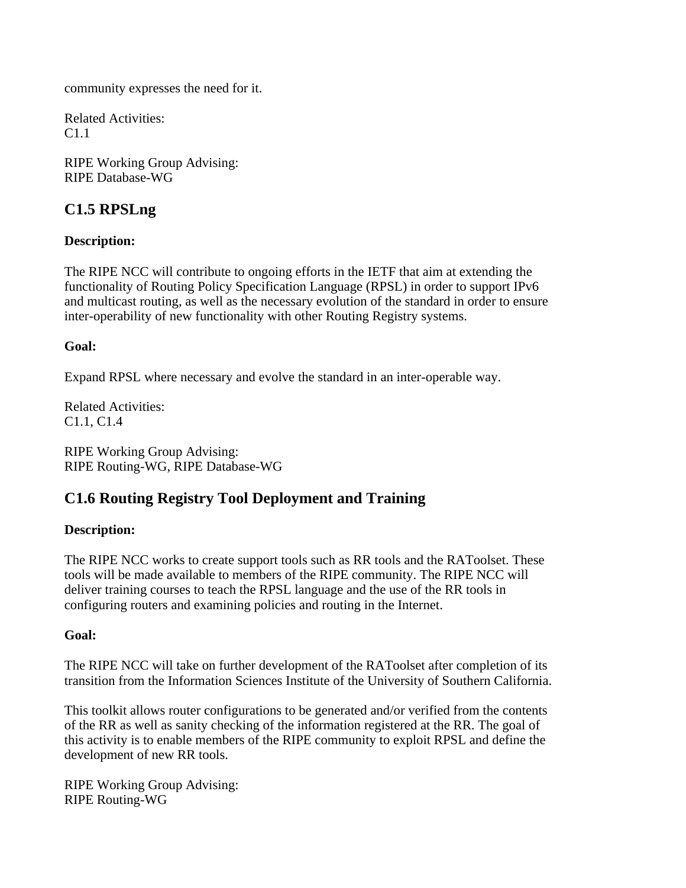community expresses the need for it.

Related Activities:
C1.1

RIPE Working Group Advising:
RIPE Database-WG

## C1.5 RPSLng

**Description:**

The RIPE NCC will contribute to ongoing efforts in the IETF that aim at extending the functionality of Routing Policy Specification Language (RPSL) in order to support IPv6 and multicast routing, as well as the necessary evolution of the standard in order to ensure inter-operability of new functionality with other Routing Registry systems.

**Goal:**

Expand RPSL where necessary and evolve the standard in an inter-operable way.

Related Activities:
C1.1, C1.4

RIPE Working Group Advising:
RIPE Routing-WG, RIPE Database-WG

## C1.6 Routing Registry Tool Deployment and Training

**Description:**

The RIPE NCC works to create support tools such as RR tools and the RAToolset. These tools will be made available to members of the RIPE community. The RIPE NCC will deliver training courses to teach the RPSL language and the use of the RR tools in configuring routers and examining policies and routing in the Internet.

**Goal:**

The RIPE NCC will take on further development of the RAToolset after completion of its transition from the Information Sciences Institute of the University of Southern California.

This toolkit allows router configurations to be generated and/or verified from the contents of the RR as well as sanity checking of the information registered at the RR. The goal of this activity is to enable members of the RIPE community to exploit RPSL and define the development of new RR tools.

RIPE Working Group Advising:
RIPE Routing-WG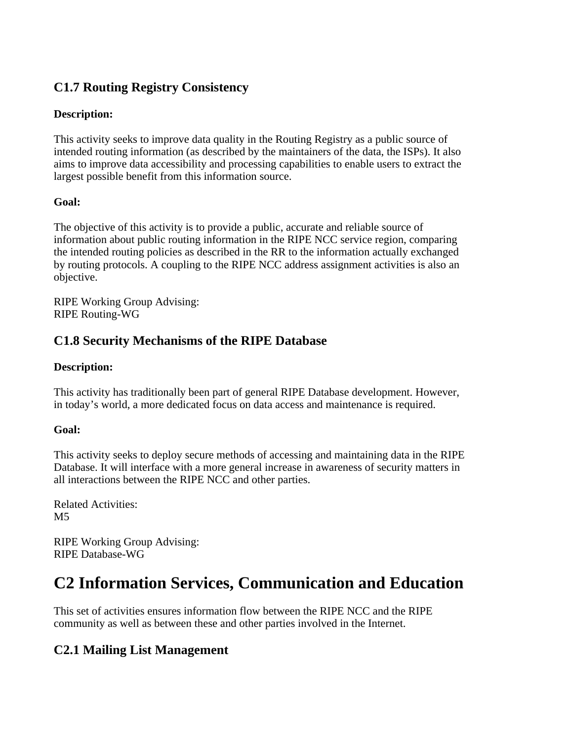### C1.7 Routing Registry Consistency

**Description:**

This activity seeks to improve data quality in the Routing Registry as a public source of intended routing information (as described by the maintainers of the data, the ISPs). It also aims to improve data accessibility and processing capabilities to enable users to extract the largest possible benefit from this information source.

**Goal:**

The objective of this activity is to provide a public, accurate and reliable source of information about public routing information in the RIPE NCC service region, comparing the intended routing policies as described in the RR to the information actually exchanged by routing protocols. A coupling to the RIPE NCC address assignment activities is also an objective.

RIPE Working Group Advising:
RIPE Routing-WG

### C1.8 Security Mechanisms of the RIPE Database

**Description:**

This activity has traditionally been part of general RIPE Database development. However, in today's world, a more dedicated focus on data access and maintenance is required.

**Goal:**

This activity seeks to deploy secure methods of accessing and maintaining data in the RIPE Database. It will interface with a more general increase in awareness of security matters in all interactions between the RIPE NCC and other parties.

Related Activities:
M5

RIPE Working Group Advising:
RIPE Database-WG

# C2 Information Services, Communication and Education

This set of activities ensures information flow between the RIPE NCC and the RIPE community as well as between these and other parties involved in the Internet.

### C2.1 Mailing List Management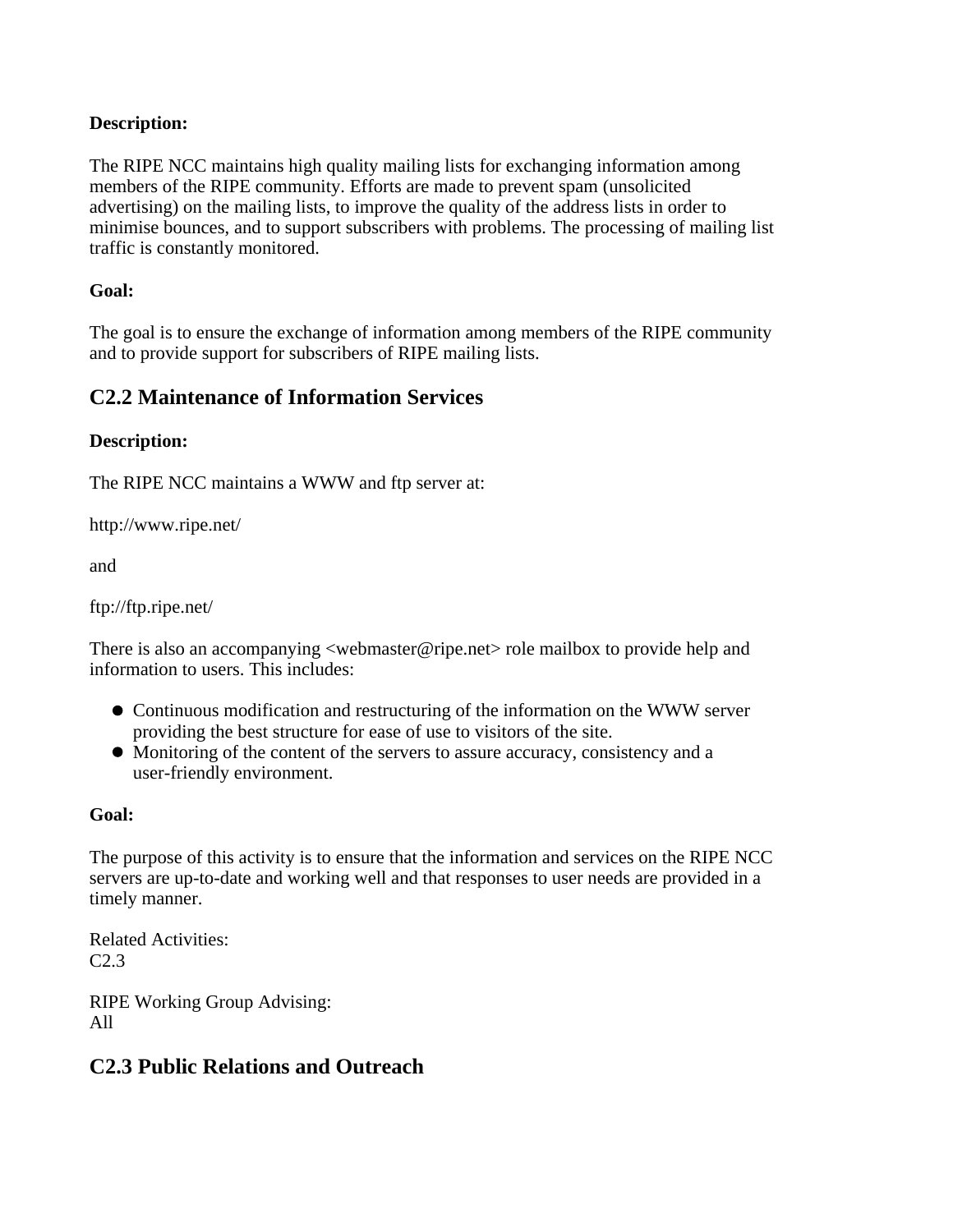**Description:**

The RIPE NCC maintains high quality mailing lists for exchanging information among members of the RIPE community. Efforts are made to prevent spam (unsolicited advertising) on the mailing lists, to improve the quality of the address lists in order to minimise bounces, and to support subscribers with problems. The processing of mailing list traffic is constantly monitored.

**Goal:**

The goal is to ensure the exchange of information among members of the RIPE community and to provide support for subscribers of RIPE mailing lists.

## C2.2 Maintenance of Information Services

**Description:**

The RIPE NCC maintains a WWW and ftp server at:

http://www.ripe.net/

and

ftp://ftp.ripe.net/

There is also an accompanying <webmaster@ripe.net> role mailbox to provide help and information to users. This includes:

- Continuous modification and restructuring of the information on the WWW server providing the best structure for ease of use to visitors of the site.
- Monitoring of the content of the servers to assure accuracy, consistency and a user-friendly environment.

**Goal:**

The purpose of this activity is to ensure that the information and services on the RIPE NCC servers are up-to-date and working well and that responses to user needs are provided in a timely manner.

Related Activities:
C2.3

RIPE Working Group Advising:
All

## C2.3 Public Relations and Outreach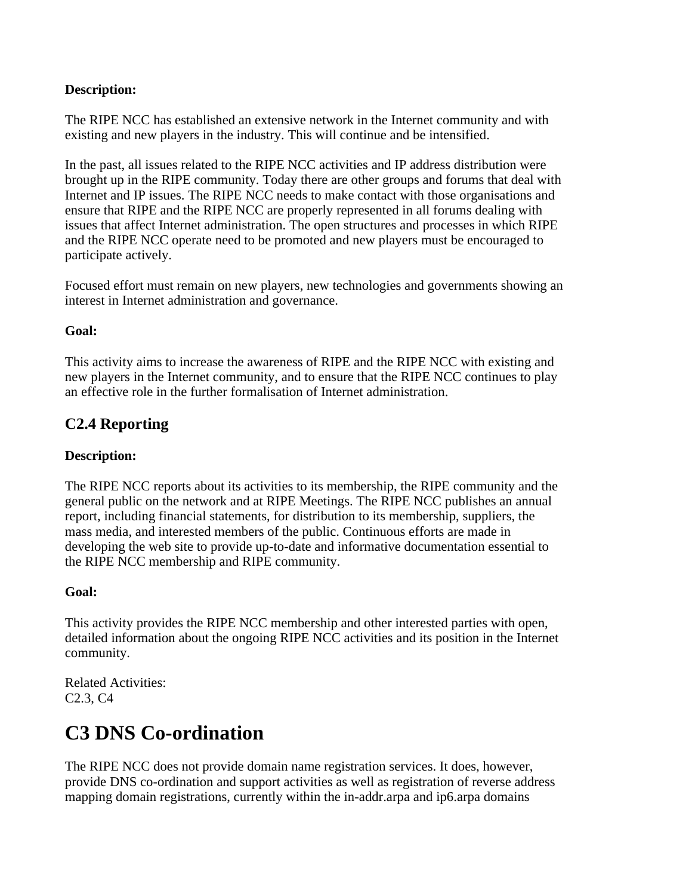**Description:**

The RIPE NCC has established an extensive network in the Internet community and with existing and new players in the industry. This will continue and be intensified.

In the past, all issues related to the RIPE NCC activities and IP address distribution were brought up in the RIPE community. Today there are other groups and forums that deal with Internet and IP issues. The RIPE NCC needs to make contact with those organisations and ensure that RIPE and the RIPE NCC are properly represented in all forums dealing with issues that affect Internet administration. The open structures and processes in which RIPE and the RIPE NCC operate need to be promoted and new players must be encouraged to participate actively.

Focused effort must remain on new players, new technologies and governments showing an interest in Internet administration and governance.

**Goal:**

This activity aims to increase the awareness of RIPE and the RIPE NCC with existing and new players in the Internet community, and to ensure that the RIPE NCC continues to play an effective role in the further formalisation of Internet administration.

## C2.4 Reporting

**Description:**

The RIPE NCC reports about its activities to its membership, the RIPE community and the general public on the network and at RIPE Meetings. The RIPE NCC publishes an annual report, including financial statements, for distribution to its membership, suppliers, the mass media, and interested members of the public. Continuous efforts are made in developing the web site to provide up-to-date and informative documentation essential to the RIPE NCC membership and RIPE community.

**Goal:**

This activity provides the RIPE NCC membership and other interested parties with open, detailed information about the ongoing RIPE NCC activities and its position in the Internet community.

Related Activities:
C2.3, C4

# C3 DNS Co-ordination

The RIPE NCC does not provide domain name registration services. It does, however, provide DNS co-ordination and support activities as well as registration of reverse address mapping domain registrations, currently within the in-addr.arpa and ip6.arpa domains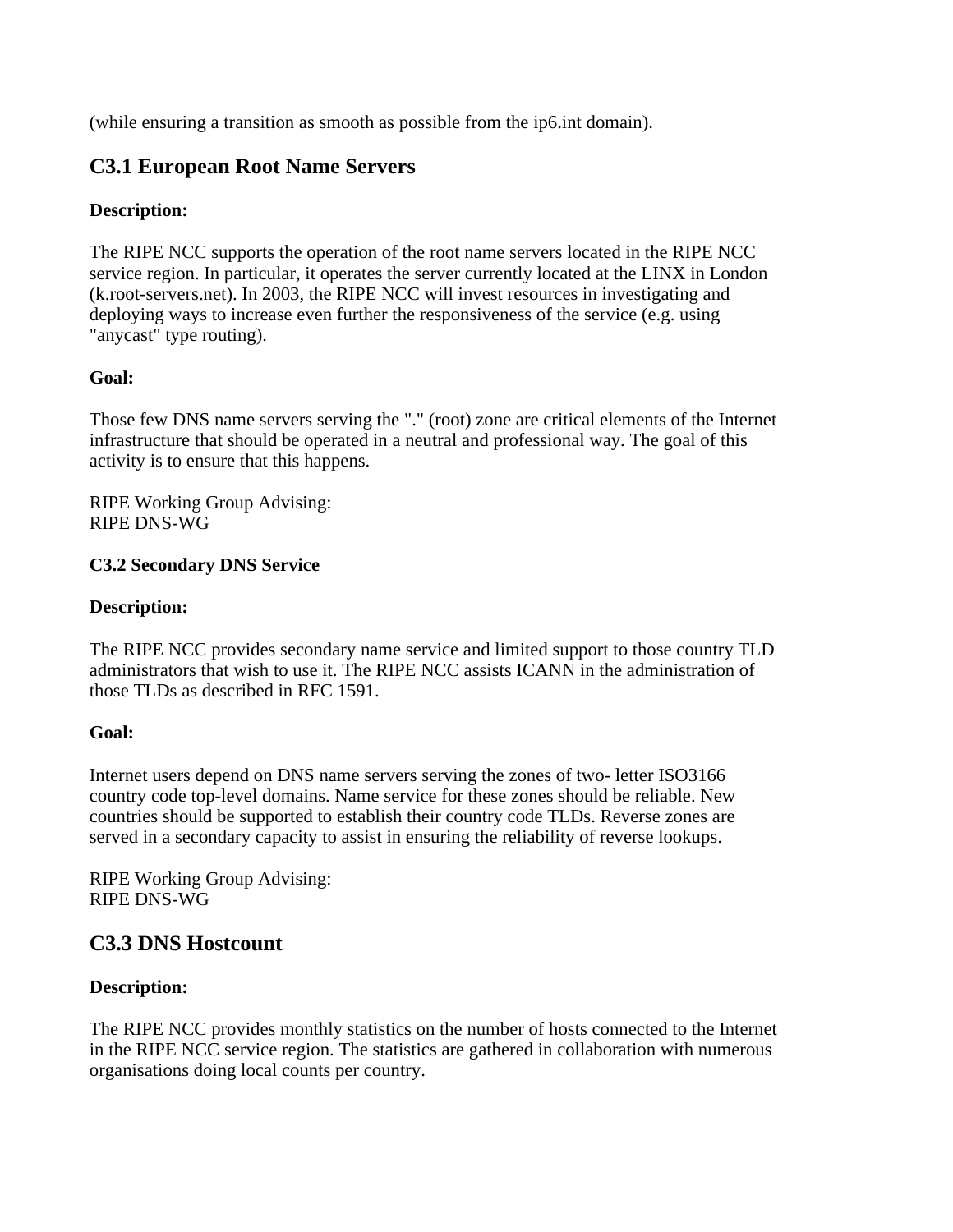(while ensuring a transition as smooth as possible from the ip6.int domain).

## C3.1 European Root Name Servers

**Description:**

The RIPE NCC supports the operation of the root name servers located in the RIPE NCC service region. In particular, it operates the server currently located at the LINX in London (k.root-servers.net). In 2003, the RIPE NCC will invest resources in investigating and deploying ways to increase even further the responsiveness of the service (e.g. using "anycast" type routing).

**Goal:**

Those few DNS name servers serving the "." (root) zone are critical elements of the Internet infrastructure that should be operated in a neutral and professional way. The goal of this activity is to ensure that this happens.

RIPE Working Group Advising:
RIPE DNS-WG

**C3.2 Secondary DNS Service**

**Description:**

The RIPE NCC provides secondary name service and limited support to those country TLD administrators that wish to use it. The RIPE NCC assists ICANN in the administration of those TLDs as described in RFC 1591.

**Goal:**

Internet users depend on DNS name servers serving the zones of two- letter ISO3166 country code top-level domains. Name service for these zones should be reliable. New countries should be supported to establish their country code TLDs. Reverse zones are served in a secondary capacity to assist in ensuring the reliability of reverse lookups.

RIPE Working Group Advising:
RIPE DNS-WG

## C3.3 DNS Hostcount

**Description:**

The RIPE NCC provides monthly statistics on the number of hosts connected to the Internet in the RIPE NCC service region. The statistics are gathered in collaboration with numerous organisations doing local counts per country.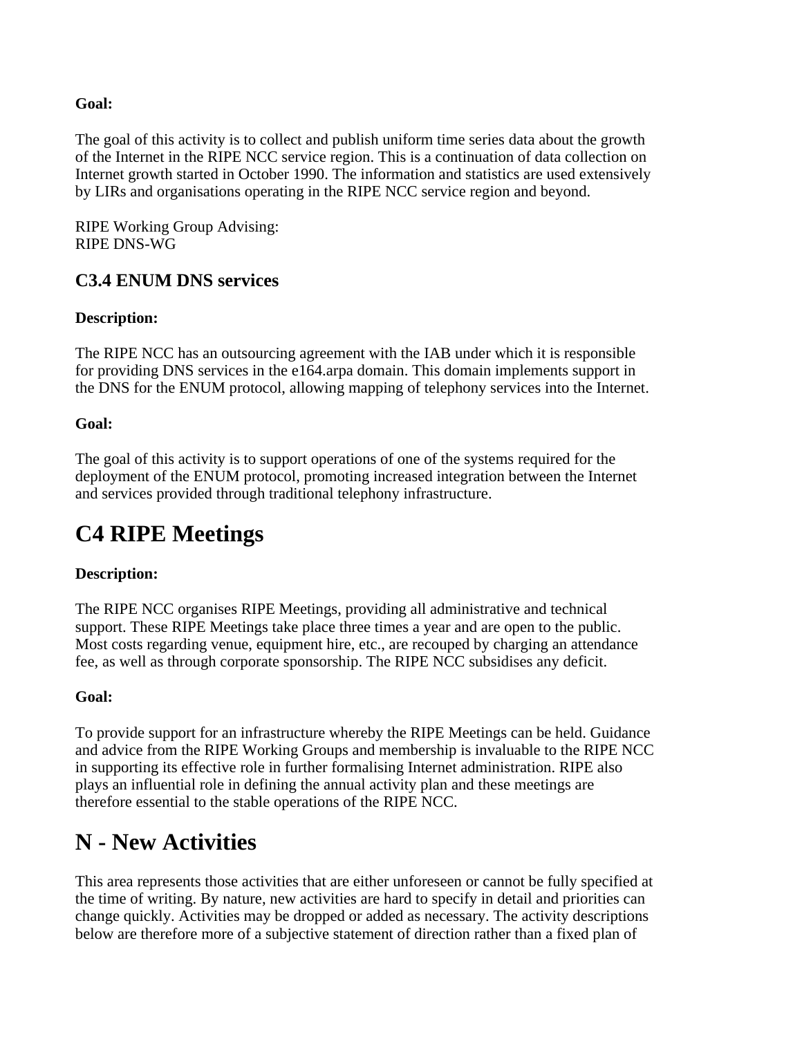**Goal:**

The goal of this activity is to collect and publish uniform time series data about the growth of the Internet in the RIPE NCC service region. This is a continuation of data collection on Internet growth started in October 1990. The information and statistics are used extensively by LIRs and organisations operating in the RIPE NCC service region and beyond.

RIPE Working Group Advising:
RIPE DNS-WG

### C3.4 ENUM DNS services

**Description:**

The RIPE NCC has an outsourcing agreement with the IAB under which it is responsible for providing DNS services in the e164.arpa domain. This domain implements support in the DNS for the ENUM protocol, allowing mapping of telephony services into the Internet.

**Goal:**

The goal of this activity is to support operations of one of the systems required for the deployment of the ENUM protocol, promoting increased integration between the Internet and services provided through traditional telephony infrastructure.

## C4 RIPE Meetings

**Description:**

The RIPE NCC organises RIPE Meetings, providing all administrative and technical support. These RIPE Meetings take place three times a year and are open to the public. Most costs regarding venue, equipment hire, etc., are recouped by charging an attendance fee, as well as through corporate sponsorship. The RIPE NCC subsidises any deficit.

**Goal:**

To provide support for an infrastructure whereby the RIPE Meetings can be held. Guidance and advice from the RIPE Working Groups and membership is invaluable to the RIPE NCC in supporting its effective role in further formalising Internet administration. RIPE also plays an influential role in defining the annual activity plan and these meetings are therefore essential to the stable operations of the RIPE NCC.

## N - New Activities

This area represents those activities that are either unforeseen or cannot be fully specified at the time of writing. By nature, new activities are hard to specify in detail and priorities can change quickly. Activities may be dropped or added as necessary. The activity descriptions below are therefore more of a subjective statement of direction rather than a fixed plan of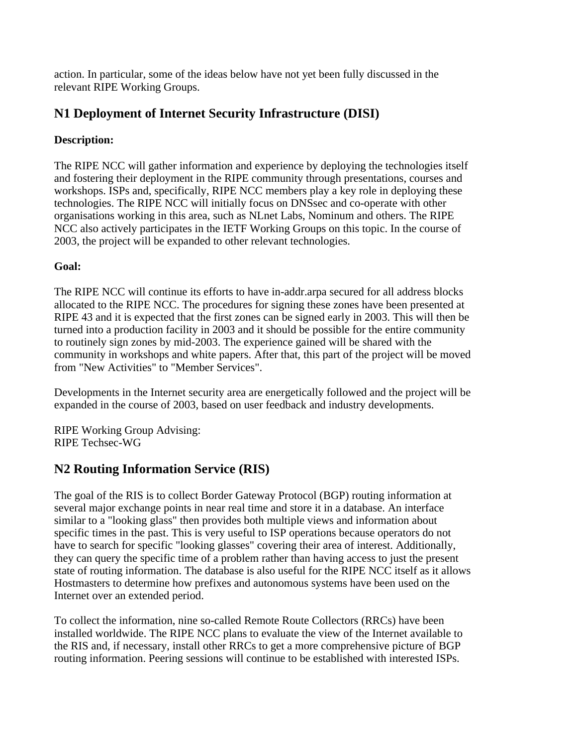action. In particular, some of the ideas below have not yet been fully discussed in the relevant RIPE Working Groups.

## N1 Deployment of Internet Security Infrastructure (DISI)

**Description:**

The RIPE NCC will gather information and experience by deploying the technologies itself and fostering their deployment in the RIPE community through presentations, courses and workshops. ISPs and, specifically, RIPE NCC members play a key role in deploying these technologies. The RIPE NCC will initially focus on DNSsec and co-operate with other organisations working in this area, such as NLnet Labs, Nominum and others. The RIPE NCC also actively participates in the IETF Working Groups on this topic. In the course of 2003, the project will be expanded to other relevant technologies.

**Goal:**

The RIPE NCC will continue its efforts to have in-addr.arpa secured for all address blocks allocated to the RIPE NCC. The procedures for signing these zones have been presented at RIPE 43 and it is expected that the first zones can be signed early in 2003. This will then be turned into a production facility in 2003 and it should be possible for the entire community to routinely sign zones by mid-2003. The experience gained will be shared with the community in workshops and white papers. After that, this part of the project will be moved from "New Activities" to "Member Services".

Developments in the Internet security area are energetically followed and the project will be expanded in the course of 2003, based on user feedback and industry developments.

RIPE Working Group Advising:
RIPE Techsec-WG

## N2 Routing Information Service (RIS)

The goal of the RIS is to collect Border Gateway Protocol (BGP) routing information at several major exchange points in near real time and store it in a database. An interface similar to a "looking glass" then provides both multiple views and information about specific times in the past. This is very useful to ISP operations because operators do not have to search for specific "looking glasses" covering their area of interest. Additionally, they can query the specific time of a problem rather than having access to just the present state of routing information. The database is also useful for the RIPE NCC itself as it allows Hostmasters to determine how prefixes and autonomous systems have been used on the Internet over an extended period.

To collect the information, nine so-called Remote Route Collectors (RRCs) have been installed worldwide. The RIPE NCC plans to evaluate the view of the Internet available to the RIS and, if necessary, install other RRCs to get a more comprehensive picture of BGP routing information. Peering sessions will continue to be established with interested ISPs.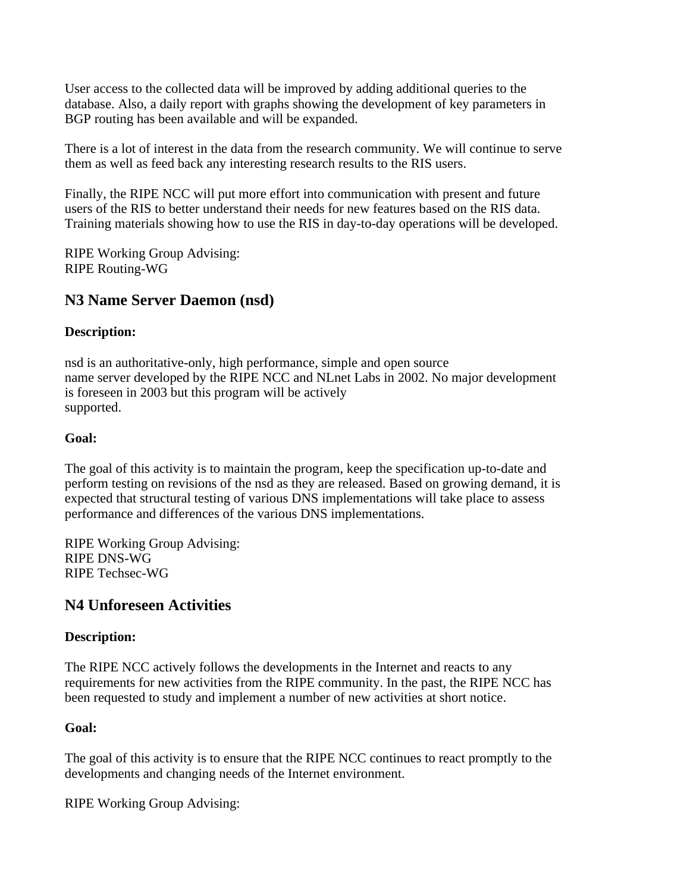User access to the collected data will be improved by adding additional queries to the database. Also, a daily report with graphs showing the development of key parameters in BGP routing has been available and will be expanded.

There is a lot of interest in the data from the research community. We will continue to serve them as well as feed back any interesting research results to the RIS users.

Finally, the RIPE NCC will put more effort into communication with present and future users of the RIS to better understand their needs for new features based on the RIS data. Training materials showing how to use the RIS in day-to-day operations will be developed.

RIPE Working Group Advising:
RIPE Routing-WG

## N3 Name Server Daemon (nsd)

**Description:**

nsd is an authoritative-only, high performance, simple and open source name server developed by the RIPE NCC and NLnet Labs in 2002. No major development is foreseen in 2003 but this program will be actively supported.

**Goal:**

The goal of this activity is to maintain the program, keep the specification up-to-date and perform testing on revisions of the nsd as they are released. Based on growing demand, it is expected that structural testing of various DNS implementations will take place to assess performance and differences of the various DNS implementations.

RIPE Working Group Advising:
RIPE DNS-WG
RIPE Techsec-WG

## N4 Unforeseen Activities

**Description:**

The RIPE NCC actively follows the developments in the Internet and reacts to any requirements for new activities from the RIPE community. In the past, the RIPE NCC has been requested to study and implement a number of new activities at short notice.

**Goal:**

The goal of this activity is to ensure that the RIPE NCC continues to react promptly to the developments and changing needs of the Internet environment.

RIPE Working Group Advising: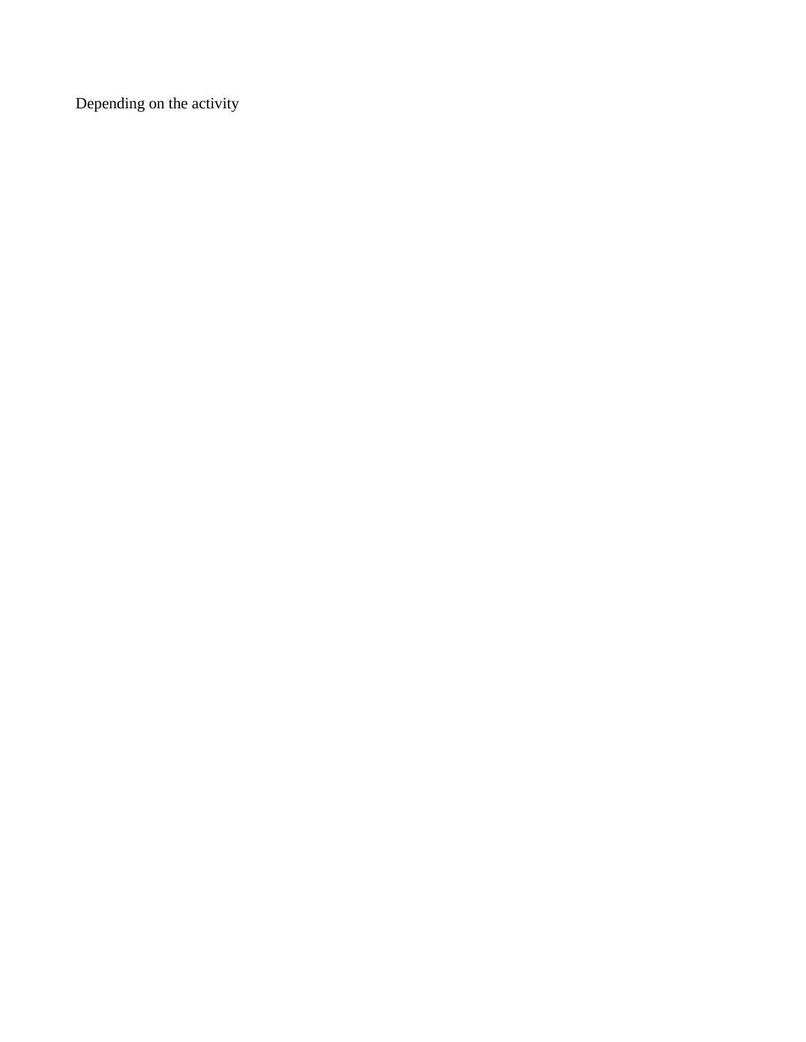Depending on the activity